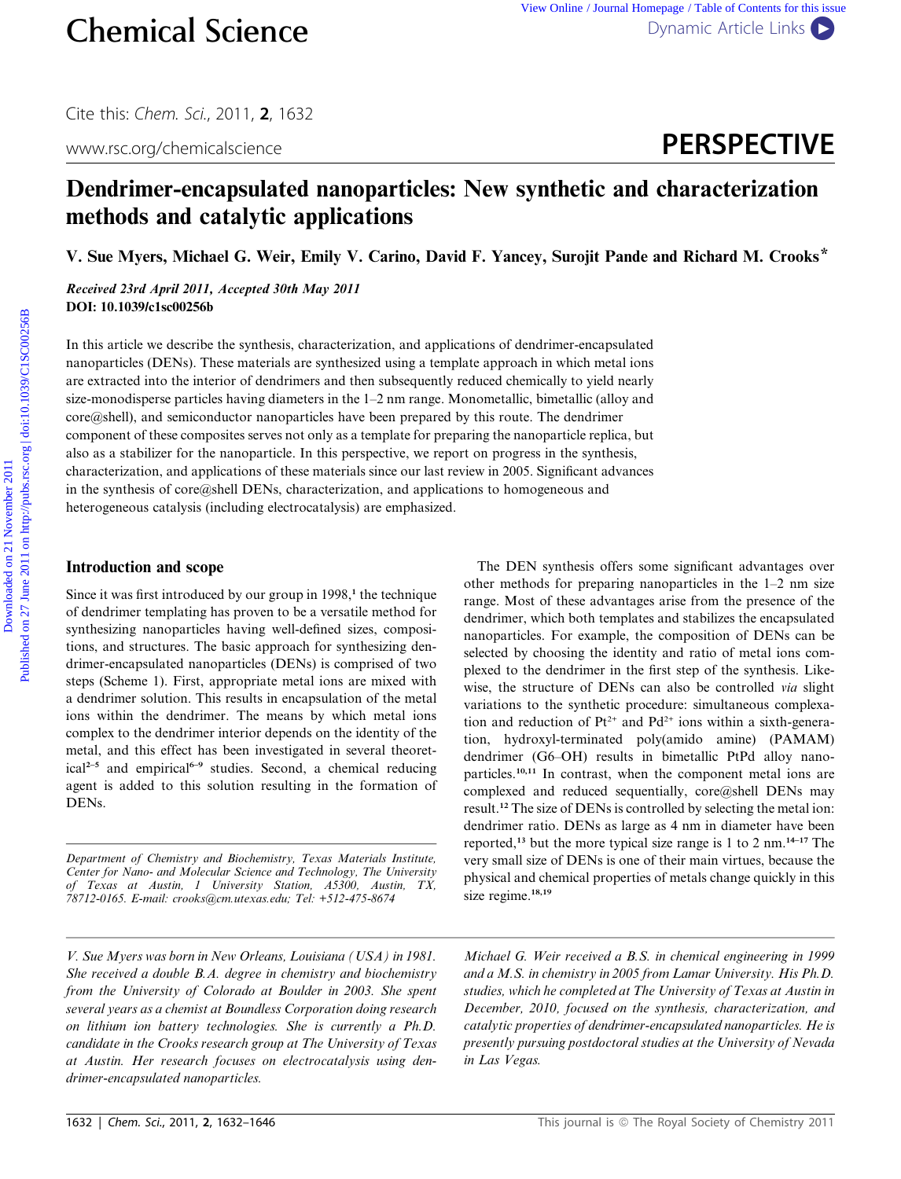# Dendrimer-encapsulated nanoparticles: New synthetic and characterization methods and catalytic applications

V. Sue Myers, Michael G. Weir, Emily V. Carino, David F. Yancey, Surojit Pande and Richard M. Crooks*

*Received 23rd April 2011, Accepted 30th May 2011*

**DOI: 10.1039/c1sc00256b**

In this article we describe the synthesis, characterization, and applications of dendrimer-encapsulated nanoparticles (DENs). These materials are synthesized using a template approach in which metal ions are extracted into the interior of dendrimers and then subsequently reduced chemically to yield nearly size-monodisperse particles having diameters in the 1–2 nm range. Monometallic, bimetallic (alloy and core@shell), and semiconductor nanoparticles have been prepared by this route. The dendrimer component of these composites serves not only as a template for preparing the nanoparticle replica, but also as a stabilizer for the nanoparticle. In this perspective, we report on progress in the synthesis, characterization, and applications of these materials since our last review in 2005. Significant advances in the synthesis of core@shell DENs, characterization, and applications to homogeneous and heterogeneous catalysis (including electrocatalysis) are emphasized.

## Introduction and scope

Since it was first introduced by our group in 1998,[1] the technique of dendrimer templating has proven to be a versatile method for synthesizing nanoparticles having well-defined sizes, compositions, and structures. The basic approach for synthesizing dendrimer-encapsulated nanoparticles (DENs) is comprised of two steps (Scheme 1). First, appropriate metal ions are mixed with a dendrimer solution. This results in encapsulation of the metal ions within the dendrimer. The means by which metal ions complex to the dendrimer interior depends on the identity of the metal, and this effect has been investigated in several theoretical[2–5] and empirical[6–9] studies. Second, a chemical reducing agent is added to this solution resulting in the formation of DENs.

The DEN synthesis offers some significant advantages over other methods for preparing nanoparticles in the 1–2 nm size range. Most of these advantages arise from the presence of the dendrimer, which both templates and stabilizes the encapsulated nanoparticles. For example, the composition of DENs can be selected by choosing the identity and ratio of metal ions complexed to the dendrimer in the first step of the synthesis. Likewise, the structure of DENs can also be controlled *via* slight variations to the synthetic procedure: simultaneous complexation and reduction of $Pt^{2+}$ and $Pd^{2+}$ ions within a sixth-generation, hydroxyl-terminated poly(amido amine) (PAMAM) dendrimer (G6–OH) results in bimetallic PtPd alloy nanoparticles.[10,11] In contrast, when the component metal ions are complexed and reduced sequentially, core@shell DENs may result.[12] The size of DENs is controlled by selecting the metal ion: dendrimer ratio. DENs as large as 4 nm in diameter have been reported,[13] but the more typical size range is 1 to 2 nm.[14–17] The very small size of DENs is one of their main virtues, because the physical and chemical properties of metals change quickly in this size regime.[18,19]

Department of Chemistry and Biochemistry, Texas Materials Institute, Center for Nano- and Molecular Science and Technology, The University of Texas at Austin, 1 University Station, A5300, Austin, TX, 78712-0165. E-mail: crooks@cm.utexas.edu; Tel: +512-475-8674

*V. Sue Myers was born in New Orleans, Louisiana (USA) in 1981. She received a double B.A. degree in chemistry and biochemistry from the University of Colorado at Boulder in 2003. She spent several years as a chemist at Boundless Corporation doing research on lithium ion battery technologies. She is currently a Ph.D. candidate in the Crooks research group at The University of Texas at Austin. Her research focuses on electrocatalysis using dendrimer-encapsulated nanoparticles.*

*Michael G. Weir received a B.S. in chemical engineering in 1999 and a M.S. in chemistry in 2005 from Lamar University. His Ph.D. studies, which he completed at The University of Texas at Austin in December, 2010, focused on the synthesis, characterization, and catalytic properties of dendrimer-encapsulated nanoparticles. He is presently pursuing postdoctoral studies at the University of Nevada in Las Vegas.*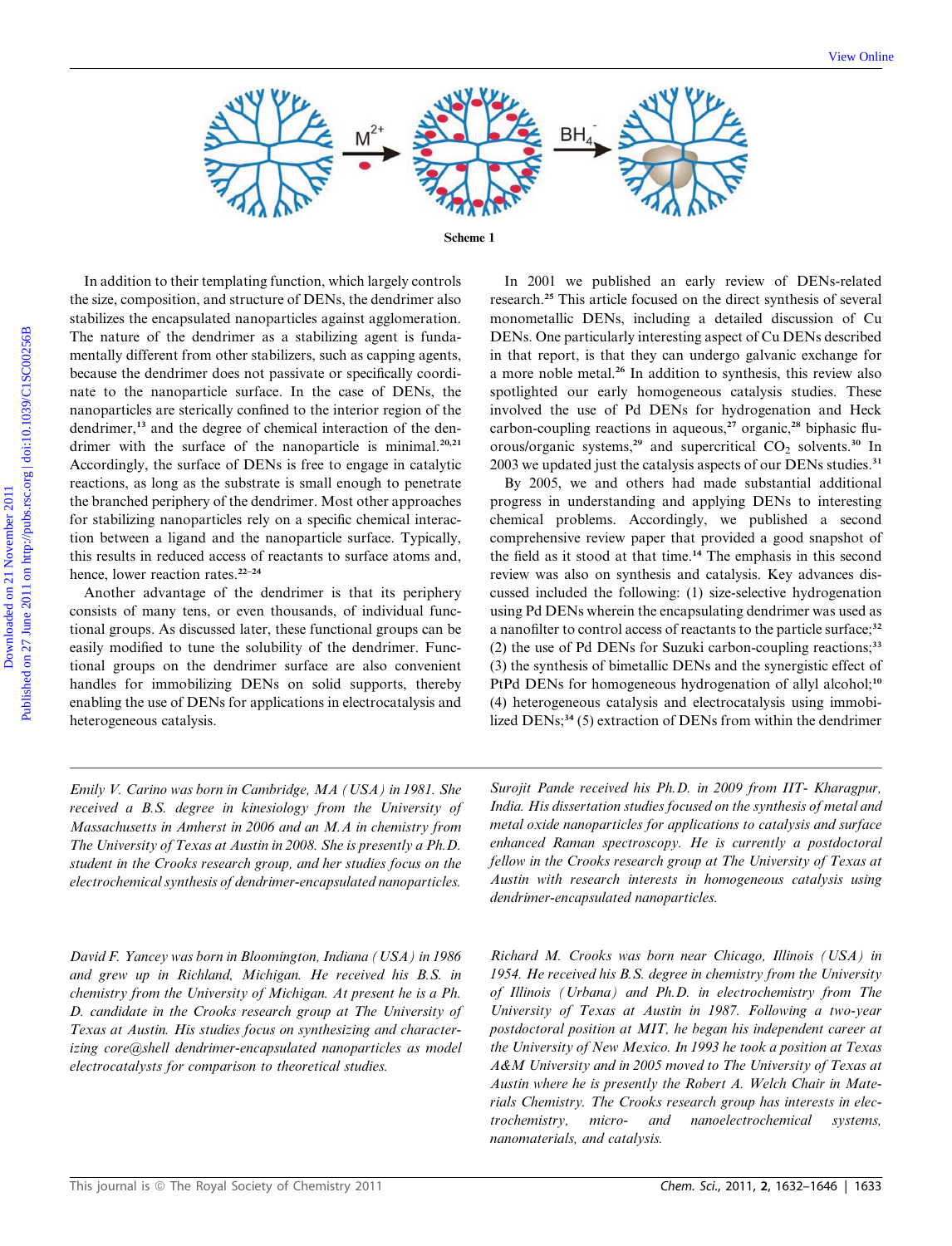Scheme 1

In addition to their templating function, which largely controls the size, composition, and structure of DENs, the dendrimer also stabilizes the encapsulated nanoparticles against agglomeration. The nature of the dendrimer as a stabilizing agent is fundamentally different from other stabilizers, such as capping agents, because the dendrimer does not passivate or specifically coordinate to the nanoparticle surface. In the case of DENs, the nanoparticles are sterically confined to the interior region of the dendrimer,[13] and the degree of chemical interaction of the dendrimer with the surface of the nanoparticle is minimal.[20,21] Accordingly, the surface of DENs is free to engage in catalytic reactions, as long as the substrate is small enough to penetrate the branched periphery of the dendrimer. Most other approaches for stabilizing nanoparticles rely on a specific chemical interaction between a ligand and the nanoparticle surface. Typically, this results in reduced access of reactants to surface atoms and, hence, lower reaction rates.[22–24]

Another advantage of the dendrimer is that its periphery consists of many tens, or even thousands, of individual functional groups. As discussed later, these functional groups can be easily modified to tune the solubility of the dendrimer. Functional groups on the dendrimer surface are also convenient handles for immobilizing DENs on solid supports, thereby enabling the use of DENs for applications in electrocatalysis and heterogeneous catalysis.

In 2001 we published an early review of DENs-related research.[25] This article focused on the direct synthesis of several monometallic DENs, including a detailed discussion of Cu DENs. One particularly interesting aspect of Cu DENs described in that report, is that they can undergo galvanic exchange for a more noble metal.[26] In addition to synthesis, this review also spotlighted our early homogeneous catalysis studies. These involved the use of Pd DENs for hydrogenation and Heck carbon-coupling reactions in aqueous,[27] organic,[28] biphasic fluorous/organic systems,[29] and supercritical $CO_2$ solvents.[30] In 2003 we updated just the catalysis aspects of our DENs studies.[31]

By 2005, we and others had made substantial additional progress in understanding and applying DENs to interesting chemical problems. Accordingly, we published a second comprehensive review paper that provided a good snapshot of the field as it stood at that time.[14] The emphasis in this second review was also on synthesis and catalysis. Key advances discussed included the following: (1) size-selective hydrogenation using Pd DENs wherein the encapsulating dendrimer was used as a nanofilter to control access of reactants to the particle surface;[32] (2) the use of Pd DENs for Suzuki carbon-coupling reactions;[33] (3) the synthesis of bimetallic DENs and the synergistic effect of PtPd DENs for homogeneous hydrogenation of allyl alcohol;[10] (4) heterogeneous catalysis and electrocatalysis using immobilized DENs;[34] (5) extraction of DENs from within the dendrimer

*Emily V. Carino was born in Cambridge, MA (USA) in 1981. She received a B.S. degree in kinesiology from the University of Massachusetts in Amherst in 2006 and an M.A in chemistry from The University of Texas at Austin in 2008. She is presently a Ph.D. student in the Crooks research group, and her studies focus on the electrochemical synthesis of dendrimer-encapsulated nanoparticles.*

*Surojit Pande received his Ph.D. in 2009 from IIT- Kharagpur, India. His dissertation studies focused on the synthesis of metal and metal oxide nanoparticles for applications to catalysis and surface enhanced Raman spectroscopy. He is currently a postdoctoral fellow in the Crooks research group at The University of Texas at Austin with research interests in homogeneous catalysis using dendrimer-encapsulated nanoparticles.*

*David F. Yancey was born in Bloomington, Indiana (USA) in 1986 and grew up in Richland, Michigan. He received his B.S. in chemistry from the University of Michigan. At present he is a Ph. D. candidate in the Crooks research group at The University of Texas at Austin. His studies focus on synthesizing and characterizing core@shell dendrimer-encapsulated nanoparticles as model electrocatalysts for comparison to theoretical studies.*

*Richard M. Crooks was born near Chicago, Illinois (USA) in 1954. He received his B.S. degree in chemistry from the University of Illinois (Urbana) and Ph.D. in electrochemistry from The University of Texas at Austin in 1987. Following a two-year postdoctoral position at MIT, he began his independent career at the University of New Mexico. In 1993 he took a position at Texas A&M University and in 2005 moved to The University of Texas at Austin where he is presently the Robert A. Welch Chair in Materials Chemistry. The Crooks research group has interests in electrochemistry, micro- and nanoelectrochemical systems, nanomaterials, and catalysis.*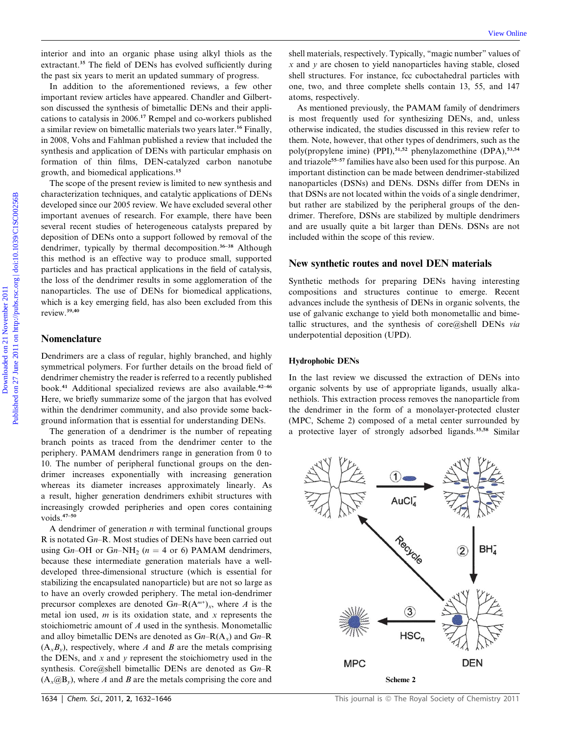interior and into an organic phase using alkyl thiols as the extractant.[35] The field of DENs has evolved sufficiently during the past six years to merit an updated summary of progress.

In addition to the aforementioned reviews, a few other important review articles have appeared. Chandler and Gilbertson discussed the synthesis of bimetallic DENs and their applications to catalysis in 2006.[17] Rempel and co-workers published a similar review on bimetallic materials two years later.[16] Finally, in 2008, Vohs and Fahlman published a review that included the synthesis and application of DENs with particular emphasis on formation of thin films, DEN-catalyzed carbon nanotube growth, and biomedical applications.[15]

The scope of the present review is limited to new synthesis and characterization techniques, and catalytic applications of DENs developed since our 2005 review. We have excluded several other important avenues of research. For example, there have been several recent studies of heterogeneous catalysts prepared by deposition of DENs onto a support followed by removal of the dendrimer, typically by thermal decomposition.[36–38] Although this method is an effective way to produce small, supported particles and has practical applications in the field of catalysis, the loss of the dendrimer results in some agglomeration of the nanoparticles. The use of DENs for biomedical applications, which is a key emerging field, has also been excluded from this review.[39,40]

## Nomenclature

Dendrimers are a class of regular, highly branched, and highly symmetrical polymers. For further details on the broad field of dendrimer chemistry the reader is referred to a recently published book.[41] Additional specialized reviews are also available.[42–46] Here, we briefly summarize some of the jargon that has evolved within the dendrimer community, and also provide some background information that is essential for understanding DENs.

The generation of a dendrimer is the number of repeating branch points as traced from the dendrimer center to the periphery. PAMAM dendrimers range in generation from 0 to 10. The number of peripheral functional groups on the dendrimer increases exponentially with increasing generation whereas its diameter increases approximately linearly. As a result, higher generation dendrimers exhibit structures with increasingly crowded peripheries and open cores containing voids.[47–50]

A dendrimer of generation $n$ with terminal functional groups R is notated G$n$–R. Most studies of DENs have been carried out using G$n$–OH or G$n$–$NH_2$ ($n$ = 4 or 6) PAMAM dendrimers, because these intermediate generation materials have a well-developed three-dimensional structure (which is essential for stabilizing the encapsulated nanoparticle) but are not so large as to have an overly crowded periphery. The metal ion-dendrimer precursor complexes are denoted G$n$–R$(A^{m+})_x$, where $A$ is the metal ion used, $m$ is its oxidation state, and $x$ represents the stoichiometric amount of $A$ used in the synthesis. Monometallic and alloy bimetallic DENs are denoted as G$n$–R$(A_x)$ and G$n$–R$(A_xB_y)$, respectively, where $A$ and $B$ are the metals comprising the DENs, and $x$ and $y$ represent the stoichiometry used in the synthesis. Core@shell bimetallic DENs are denoted as G$n$–R$(A_x@B_y)$, where $A$ and $B$ are the metals comprising the core and shell materials, respectively. Typically, "magic number" values of $x$ and $y$ are chosen to yield nanoparticles having stable, closed shell structures. For instance, fcc cuboctahedral particles with one, two, and three complete shells contain 13, 55, and 147 atoms, respectively.

As mentioned previously, the PAMAM family of dendrimers is most frequently used for synthesizing DENs, and, unless otherwise indicated, the studies discussed in this review refer to them. Note, however, that other types of dendrimers, such as the poly(propylene imine) (PPI),[51,52] phenylazomethine (DPA),[53,54] and triazole[55–57] families have also been used for this purpose. An important distinction can be made between dendrimer-stabilized nanoparticles (DSNs) and DENs. DSNs differ from DENs in that DSNs are not located within the voids of a single dendrimer, but rather are stabilized by the peripheral groups of the dendrimer. Therefore, DSNs are stabilized by multiple dendrimers and are usually quite a bit larger than DENs. DSNs are not included within the scope of this review.

## New synthetic routes and novel DEN materials

Synthetic methods for preparing DENs having interesting compositions and structures continue to emerge. Recent advances include the synthesis of DENs in organic solvents, the use of galvanic exchange to yield both monometallic and bimetallic structures, and the synthesis of core@shell DENs *via* underpotential deposition (UPD).

### Hydrophobic DENs

In the last review we discussed the extraction of DENs into organic solvents by use of appropriate ligands, usually alkanethiols. This extraction process removes the nanoparticle from the dendrimer in the form of a monolayer-protected cluster (MPC, Scheme 2) composed of a metal center surrounded by a protective layer of strongly adsorbed ligands.[35,58] Similar

Scheme 2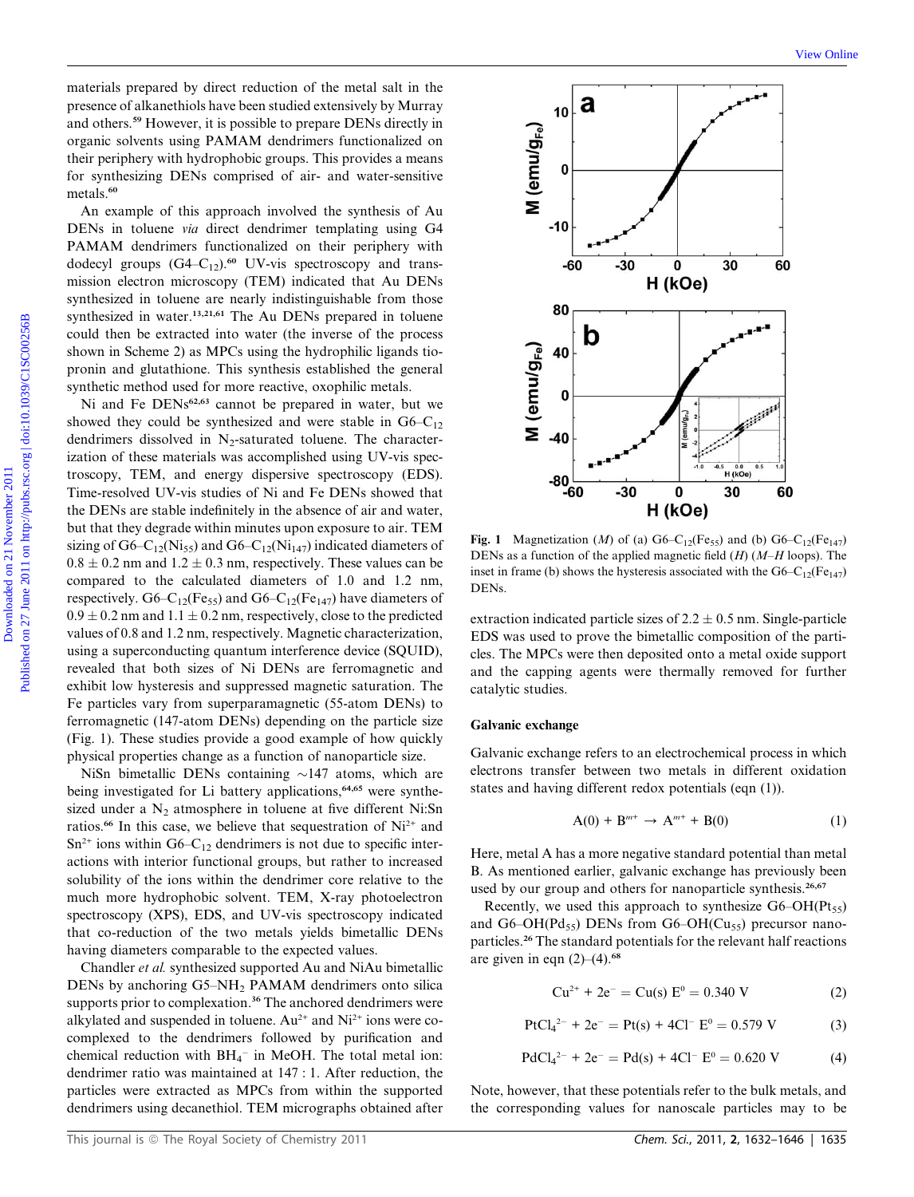materials prepared by direct reduction of the metal salt in the presence of alkanethiols have been studied extensively by Murray and others.[59] However, it is possible to prepare DENs directly in organic solvents using PAMAM dendrimers functionalized on their periphery with hydrophobic groups. This provides a means for synthesizing DENs comprised of air- and water-sensitive metals.[60]

An example of this approach involved the synthesis of Au DENs in toluene *via* direct dendrimer templating using G4 PAMAM dendrimers functionalized on their periphery with dodecyl groups (G4–$C_{12}$).[60] UV-vis spectroscopy and transmission electron microscopy (TEM) indicated that Au DENs synthesized in toluene are nearly indistinguishable from those synthesized in water.[13,21,61] The Au DENs prepared in toluene could then be extracted into water (the inverse of the process shown in Scheme 2) as MPCs using the hydrophilic ligands tiopronin and glutathione. This synthesis established the general synthetic method used for more reactive, oxophilic metals.

Ni and Fe DENs[62,63] cannot be prepared in water, but we showed they could be synthesized and were stable in G6–$C_{12}$ dendrimers dissolved in $N_2$-saturated toluene. The characterization of these materials was accomplished using UV-vis spectroscopy, TEM, and energy dispersive spectroscopy (EDS). Time-resolved UV-vis studies of Ni and Fe DENs showed that the DENs are stable indefinitely in the absence of air and water, but that they degrade within minutes upon exposure to air. TEM sizing of G6–$C_{12}$($Ni_{55}$) and G6–$C_{12}$($Ni_{147}$) indicated diameters of $0.8 \pm 0.2$ nm and $1.2 \pm 0.3$ nm, respectively. These values can be compared to the calculated diameters of 1.0 and 1.2 nm, respectively. G6–$C_{12}$($Fe_{55}$) and G6–$C_{12}$($Fe_{147}$) have diameters of $0.9 \pm 0.2$ nm and $1.1 \pm 0.2$ nm, respectively, close to the predicted values of 0.8 and 1.2 nm, respectively. Magnetic characterization, using a superconducting quantum interference device (SQUID), revealed that both sizes of Ni DENs are ferromagnetic and exhibit low hysteresis and suppressed magnetic saturation. The Fe particles vary from superparamagnetic (55-atom DENs) to ferromagnetic (147-atom DENs) depending on the particle size (Fig. 1). These studies provide a good example of how quickly physical properties change as a function of nanoparticle size.

NiSn bimetallic DENs containing ~147 atoms, which are being investigated for Li battery applications,[64,65] were synthesized under a $N_2$ atmosphere in toluene at five different Ni:Sn ratios.[66] In this case, we believe that sequestration of $Ni^{2+}$ and $Sn^{2+}$ ions within G6–$C_{12}$ dendrimers is not due to specific interactions with interior functional groups, but rather to increased solubility of the ions within the dendrimer core relative to the much more hydrophobic solvent. TEM, X-ray photoelectron spectroscopy (XPS), EDS, and UV-vis spectroscopy indicated that co-reduction of the two metals yields bimetallic DENs having diameters comparable to the expected values.

Chandler *et al.* synthesized supported Au and NiAu bimetallic DENs by anchoring G5–$NH_2$ PAMAM dendrimers onto silica supports prior to complexation.[36] The anchored dendrimers were alkylated and suspended in toluene. $Au^{2+}$ and $Ni^{2+}$ ions were co-complexed to the dendrimers followed by purification and chemical reduction with $BH_4^-$ in MeOH. The total metal ion: dendrimer ratio was maintained at 147 : 1. After reduction, the particles were extracted as MPCs from within the supported dendrimers using decanethiol. TEM micrographs obtained after extraction indicated particle sizes of $2.2 \pm 0.5$ nm. Single-particle EDS was used to prove the bimetallic composition of the particles. The MPCs were then deposited onto a metal oxide support and the capping agents were thermally removed for further catalytic studies.

Fig. 1 Magnetization ($M$) of (a) G6–$C_{12}$($Fe_{55}$) and (b) G6–$C_{12}$($Fe_{147}$) DENs as a function of the applied magnetic field ($H$) ($M$–$H$ loops). The inset in frame (b) shows the hysteresis associated with the G6–$C_{12}$($Fe_{147}$) DENs.

### Galvanic exchange

Galvanic exchange refers to an electrochemical process in which electrons transfer between two metals in different oxidation states and having different redox potentials (eqn (1)).

$$A(0) + B^{m+} \rightarrow A^{m+} + B(0) \quad (1)$$

Here, metal A has a more negative standard potential than metal B. As mentioned earlier, galvanic exchange has previously been used by our group and others for nanoparticle synthesis.[26,67]

Recently, we used this approach to synthesize G6–OH($Pt_{55}$) and G6–OH($Pd_{55}$) DENs from G6–OH($Cu_{55}$) precursor nanoparticles.[26] The standard potentials for the relevant half reactions are given in eqn (2)–(4).[68]

$$Cu^{2+} + 2e^- = Cu(s) \; E^0 = 0.340 \text{ V} \quad (2)$$

$$PtCl_4^{2-} + 2e^- = Pt(s) + 4Cl^- \; E^0 = 0.579 \text{ V} \quad (3)$$

$$PdCl_4^{2-} + 2e^- = Pd(s) + 4Cl^- \; E^0 = 0.620 \text{ V} \quad (4)$$

Note, however, that these potentials refer to the bulk metals, and the corresponding values for nanoscale particles may to be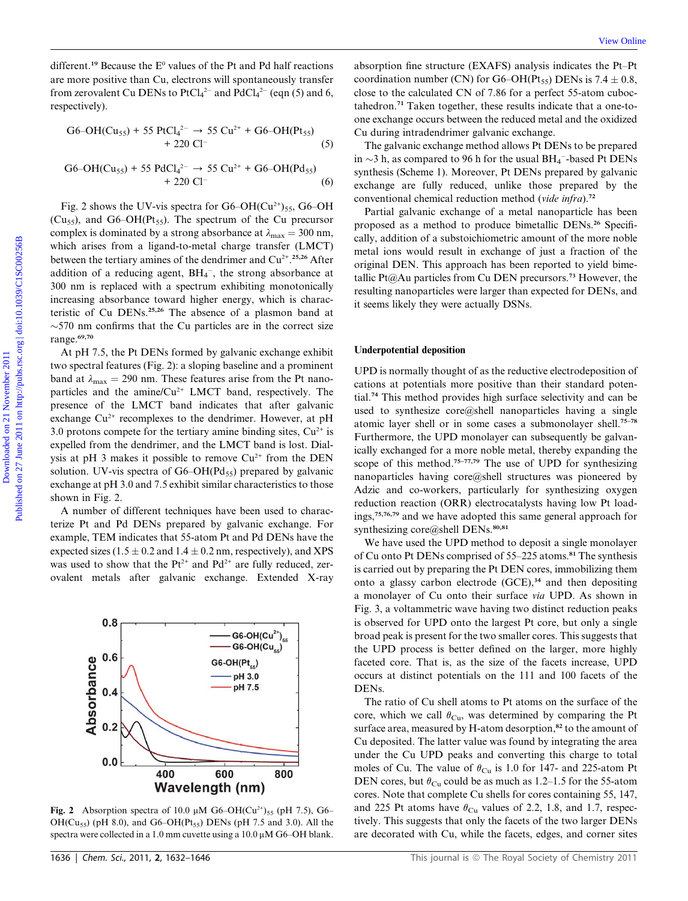different.[19] Because the $E^0$ values of the Pt and Pd half reactions are more positive than Cu, electrons will spontaneously transfer from zerovalent Cu DENs to $PtCl_4^{2-}$ and $PdCl_4^{2-}$ (eqn (5) and 6, respectively).

$$\text{G6–OH(Cu}_{55}\text{)} + 55\ \text{PtCl}_4^{2-} \rightarrow 55\ \text{Cu}^{2+} + \text{G6–OH(Pt}_{55}\text{)} + 220\ \text{Cl}^- \quad (5)$$

$$\text{G6–OH(Cu}_{55}\text{)} + 55\ \text{PdCl}_4^{2-} \rightarrow 55\ \text{Cu}^{2+} + \text{G6–OH(Pd}_{55}\text{)} + 220\ \text{Cl}^- \quad (6)$$

Fig. 2 shows the UV-vis spectra for G6–OH($Cu^{2+}$)$_{55}$, G6–OH($Cu_{55}$), and G6–OH($Pt_{55}$). The spectrum of the Cu precursor complex is dominated by a strong absorbance at $\lambda_{max}$ = 300 nm, which arises from a ligand-to-metal charge transfer (LMCT) between the tertiary amines of the dendrimer and $Cu^{2+}$.[25,26] After addition of a reducing agent, $BH_4^-$, the strong absorbance at 300 nm is replaced with a spectrum exhibiting monotonically increasing absorbance toward higher energy, which is characteristic of Cu DENs.[25,26] The absence of a plasmon band at ~570 nm confirms that the Cu particles are in the correct size range.[69,70]

At pH 7.5, the Pt DENs formed by galvanic exchange exhibit two spectral features (Fig. 2): a sloping baseline and a prominent band at $\lambda_{max}$ = 290 nm. These features arise from the Pt nanoparticles and the amine/$Cu^{2+}$ LMCT band, respectively. The presence of the LMCT band indicates that after galvanic exchange $Cu^{2+}$ recomplexes to the dendrimer. However, at pH 3.0 protons compete for the tertiary amine binding sites, $Cu^{2+}$ is expelled from the dendrimer, and the LMCT band is lost. Dialysis at pH 3 makes it possible to remove $Cu^{2+}$ from the DEN solution. UV-vis spectra of G6–OH($Pd_{55}$) prepared by galvanic exchange at pH 3.0 and 7.5 exhibit similar characteristics to those shown in Fig. 2.

A number of different techniques have been used to characterize Pt and Pd DENs prepared by galvanic exchange. For example, TEM indicates that 55-atom Pt and Pd DENs have the expected sizes (1.5 ± 0.2 and 1.4 ± 0.2 nm, respectively), and XPS was used to show that the $Pt^{2+}$ and $Pd^{2+}$ are fully reduced, zerovalent metals after galvanic exchange. Extended X-ray absorption fine structure (EXAFS) analysis indicates the Pt–Pt coordination number (CN) for G6–OH($Pt_{55}$) DENs is 7.4 ± 0.8, close to the calculated CN of 7.86 for a perfect 55-atom cuboctahedron.[71] Taken together, these results indicate that a one-to-one exchange occurs between the reduced metal and the oxidized Cu during intradendrimer galvanic exchange.

**Fig. 2** Absorption spectra of 10.0 μM G6–OH($Cu^{2+}$)$_{55}$ (pH 7.5), G6–OH($Cu_{55}$) (pH 8.0), and G6–OH($Pt_{55}$) DENs (pH 7.5 and 3.0). All the spectra were collected in a 1.0 mm cuvette using a 10.0 μM G6–OH blank.

The galvanic exchange method allows Pt DENs to be prepared in ~3 h, as compared to 96 h for the usual $BH_4^-$-based Pt DENs synthesis (Scheme 1). Moreover, Pt DENs prepared by galvanic exchange are fully reduced, unlike those prepared by the conventional chemical reduction method (*vide infra*).[72]

Partial galvanic exchange of a metal nanoparticle has been proposed as a method to produce bimetallic DENs.[26] Specifically, addition of a substoichiometric amount of the more noble metal ions would result in exchange of just a fraction of the original DEN. This approach has been reported to yield bimetallic Pt@Au particles from Cu DEN precursors.[73] However, the resulting nanoparticles were larger than expected for DENs, and it seems likely they were actually DSNs.

## Underpotential deposition

UPD is normally thought of as the reductive electrodeposition of cations at potentials more positive than their standard potential.[74] This method provides high surface selectivity and can be used to synthesize core@shell nanoparticles having a single atomic layer shell or in some cases a submonolayer shell.[75–78] Furthermore, the UPD monolayer can subsequently be galvanically exchanged for a more noble metal, thereby expanding the scope of this method.[75–77,79] The use of UPD for synthesizing nanoparticles having core@shell structures was pioneered by Adzic and co-workers, particularly for synthesizing oxygen reduction reaction (ORR) electrocatalysts having low Pt loadings,[75,76,79] and we have adopted this same general approach for synthesizing core@shell DENs.[80,81]

We have used the UPD method to deposit a single monolayer of Cu onto Pt DENs comprised of 55–225 atoms.[81] The synthesis is carried out by preparing the Pt DEN cores, immobilizing them onto a glassy carbon electrode (GCE),[34] and then depositing a monolayer of Cu onto their surface *via* UPD. As shown in Fig. 3, a voltammetric wave having two distinct reduction peaks is observed for UPD onto the largest Pt core, but only a single broad peak is present for the two smaller cores. This suggests that the UPD process is better defined on the larger, more highly faceted core. That is, as the size of the facets increase, UPD occurs at distinct potentials on the 111 and 100 facets of the DENs.

The ratio of Cu shell atoms to Pt atoms on the surface of the core, which we call $\theta_{Cu}$, was determined by comparing the Pt surface area, measured by H-atom desorption,[82] to the amount of Cu deposited. The latter value was found by integrating the area under the Cu UPD peaks and converting this charge to total moles of Cu. The value of $\theta_{Cu}$ is 1.0 for 147- and 225-atom Pt DEN cores, but $\theta_{Cu}$ could be as much as 1.2–1.5 for the 55-atom cores. Note that complete Cu shells for cores containing 55, 147, and 225 Pt atoms have $\theta_{Cu}$ values of 2.2, 1.8, and 1.7, respectively. This suggests that only the facets of the two larger DENs are decorated with Cu, while the facets, edges, and corner sites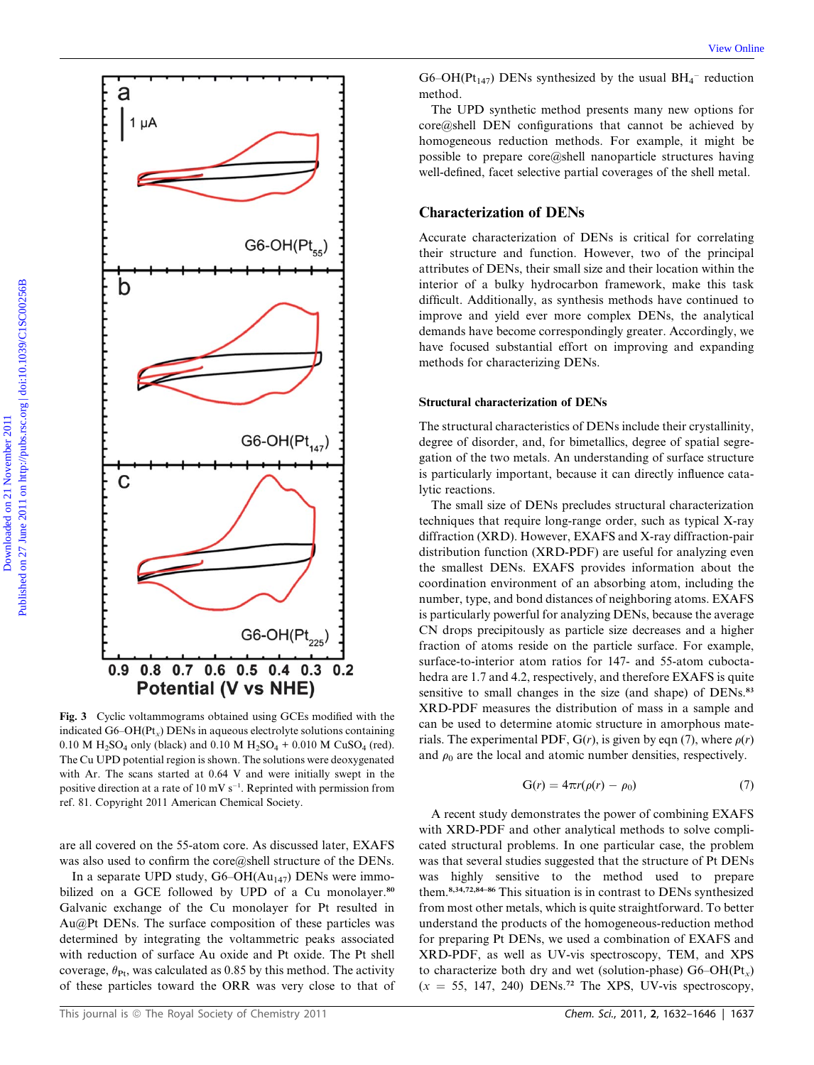Fig. 3 Cyclic voltammograms obtained using GCEs modified with the indicated G6–OH($Pt_x$) DENs in aqueous electrolyte solutions containing 0.10 M $H_2SO_4$ only (black) and 0.10 M $H_2SO_4$ + 0.010 M $CuSO_4$ (red). The Cu UPD potential region is shown. The solutions were deoxygenated with Ar. The scans started at 0.64 V and were initially swept in the positive direction at a rate of 10 mV $s^{-1}$. Reprinted with permission from ref. 81. Copyright 2011 American Chemical Society.

are all covered on the 55-atom core. As discussed later, EXAFS was also used to confirm the core@shell structure of the DENs.

In a separate UPD study, G6–OH($Au_{147}$) DENs were immobilized on a GCE followed by UPD of a Cu monolayer.[80] Galvanic exchange of the Cu monolayer for Pt resulted in Au@Pt DENs. The surface composition of these particles was determined by integrating the voltammetric peaks associated with reduction of surface Au oxide and Pt oxide. The Pt shell coverage, $\theta_{Pt}$, was calculated as 0.85 by this method. The activity of these particles toward the ORR was very close to that of G6–OH($Pt_{147}$) DENs synthesized by the usual $BH_4^-$ reduction method.

The UPD synthetic method presents many new options for core@shell DEN configurations that cannot be achieved by homogeneous reduction methods. For example, it might be possible to prepare core@shell nanoparticle structures having well-defined, facet selective partial coverages of the shell metal.

## Characterization of DENs

Accurate characterization of DENs is critical for correlating their structure and function. However, two of the principal attributes of DENs, their small size and their location within the interior of a bulky hydrocarbon framework, make this task difficult. Additionally, as synthesis methods have continued to improve and yield ever more complex DENs, the analytical demands have become correspondingly greater. Accordingly, we have focused substantial effort on improving and expanding methods for characterizing DENs.

### Structural characterization of DENs

The structural characteristics of DENs include their crystallinity, degree of disorder, and, for bimetallics, degree of spatial segregation of the two metals. An understanding of surface structure is particularly important, because it can directly influence catalytic reactions.

The small size of DENs precludes structural characterization techniques that require long-range order, such as typical X-ray diffraction (XRD). However, EXAFS and X-ray diffraction-pair distribution function (XRD-PDF) are useful for analyzing even the smallest DENs. EXAFS provides information about the coordination environment of an absorbing atom, including the number, type, and bond distances of neighboring atoms. EXAFS is particularly powerful for analyzing DENs, because the average CN drops precipitously as particle size decreases and a higher fraction of atoms reside on the particle surface. For example, surface-to-interior atom ratios for 147- and 55-atom cuboctahedra are 1.7 and 4.2, respectively, and therefore EXAFS is quite sensitive to small changes in the size (and shape) of DENs.[83] XRD-PDF measures the distribution of mass in a sample and can be used to determine atomic structure in amorphous materials. The experimental PDF, $G(r)$, is given by eqn (7), where $\rho(r)$ and $\rho_0$ are the local and atomic number densities, respectively.

$$G(r) = 4\pi r(\rho(r) - \rho_0) \tag{7}$$

A recent study demonstrates the power of combining EXAFS with XRD-PDF and other analytical methods to solve complicated structural problems. In one particular case, the problem was that several studies suggested that the structure of Pt DENs was highly sensitive to the method used to prepare them.[8,34,72,84–86] This situation is in contrast to DENs synthesized from most other metals, which is quite straightforward. To better understand the products of the homogeneous-reduction method for preparing Pt DENs, we used a combination of EXAFS and XRD-PDF, as well as UV-vis spectroscopy, TEM, and XPS to characterize both dry and wet (solution-phase) G6–OH($Pt_x$) ($x$ = 55, 147, 240) DENs.[72] The XPS, UV-vis spectroscopy,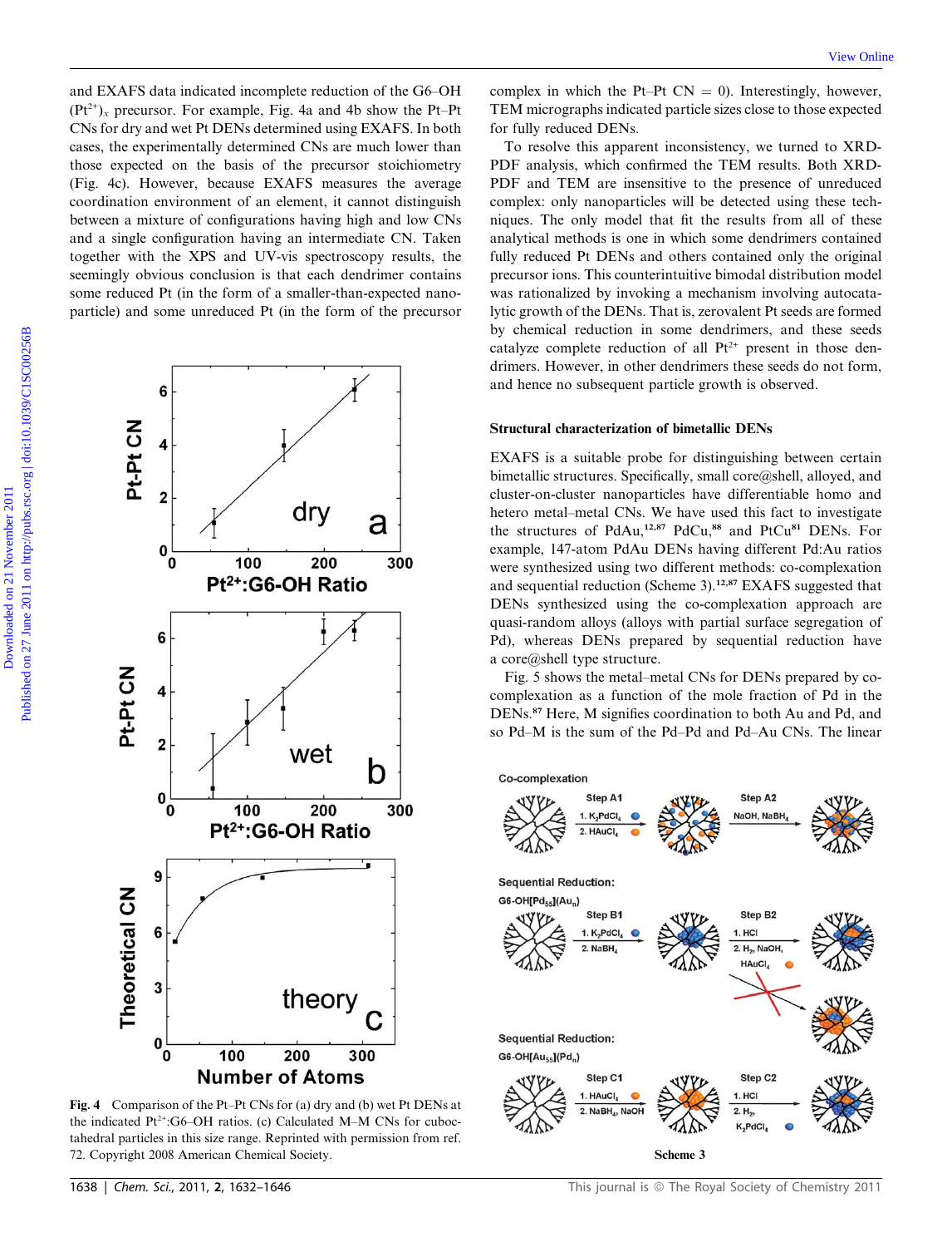and EXAFS data indicated incomplete reduction of the G6–OH $(Pt^{2+})_x$ precursor. For example, Fig. 4a and 4b show the Pt–Pt CNs for dry and wet Pt DENs determined using EXAFS. In both cases, the experimentally determined CNs are much lower than those expected on the basis of the precursor stoichiometry (Fig. 4c). However, because EXAFS measures the average coordination environment of an element, it cannot distinguish between a mixture of configurations having high and low CNs and a single configuration having an intermediate CN. Taken together with the XPS and UV-vis spectroscopy results, the seemingly obvious conclusion is that each dendrimer contains some reduced Pt (in the form of a smaller-than-expected nanoparticle) and some unreduced Pt (in the form of the precursor complex in which the Pt–Pt CN = 0). Interestingly, however, TEM micrographs indicated particle sizes close to those expected for fully reduced DENs.

Fig. 4 Comparison of the Pt–Pt CNs for (a) dry and (b) wet Pt DENs at the indicated $Pt^{2+}$:G6–OH ratios. (c) Calculated M–M CNs for cuboctahedral particles in this size range. Reprinted with permission from ref. 72. Copyright 2008 American Chemical Society.

To resolve this apparent inconsistency, we turned to XRD-PDF analysis, which confirmed the TEM results. Both XRD-PDF and TEM are insensitive to the presence of unreduced complex: only nanoparticles will be detected using these techniques. The only model that fit the results from all of these analytical methods is one in which some dendrimers contained fully reduced Pt DENs and others contained only the original precursor ions. This counterintuitive bimodal distribution model was rationalized by invoking a mechanism involving autocatalytic growth of the DENs. That is, zerovalent Pt seeds are formed by chemical reduction in some dendrimers, and these seeds catalyze complete reduction of all $Pt^{2+}$ present in those dendrimers. However, in other dendrimers these seeds do not form, and hence no subsequent particle growth is observed.

### Structural characterization of bimetallic DENs

EXAFS is a suitable probe for distinguishing between certain bimetallic structures. Specifically, small core@shell, alloyed, and cluster-on-cluster nanoparticles have differentiable homo and hetero metal–metal CNs. We have used this fact to investigate the structures of PdAu,[12,87] PdCu,[88] and PtCu[81] DENs. For example, 147-atom PdAu DENs having different Pd:Au ratios were synthesized using two different methods: co-complexation and sequential reduction (Scheme 3).[12,87] EXAFS suggested that DENs synthesized using the co-complexation approach are quasi-random alloys (alloys with partial surface segregation of Pd), whereas DENs prepared by sequential reduction have a core@shell type structure.

Fig. 5 shows the metal–metal CNs for DENs prepared by co-complexation as a function of the mole fraction of Pd in the DENs.[87] Here, M signifies coordination to both Au and Pd, and so Pd–M is the sum of the Pd–Pd and Pd–Au CNs. The linear

Scheme 3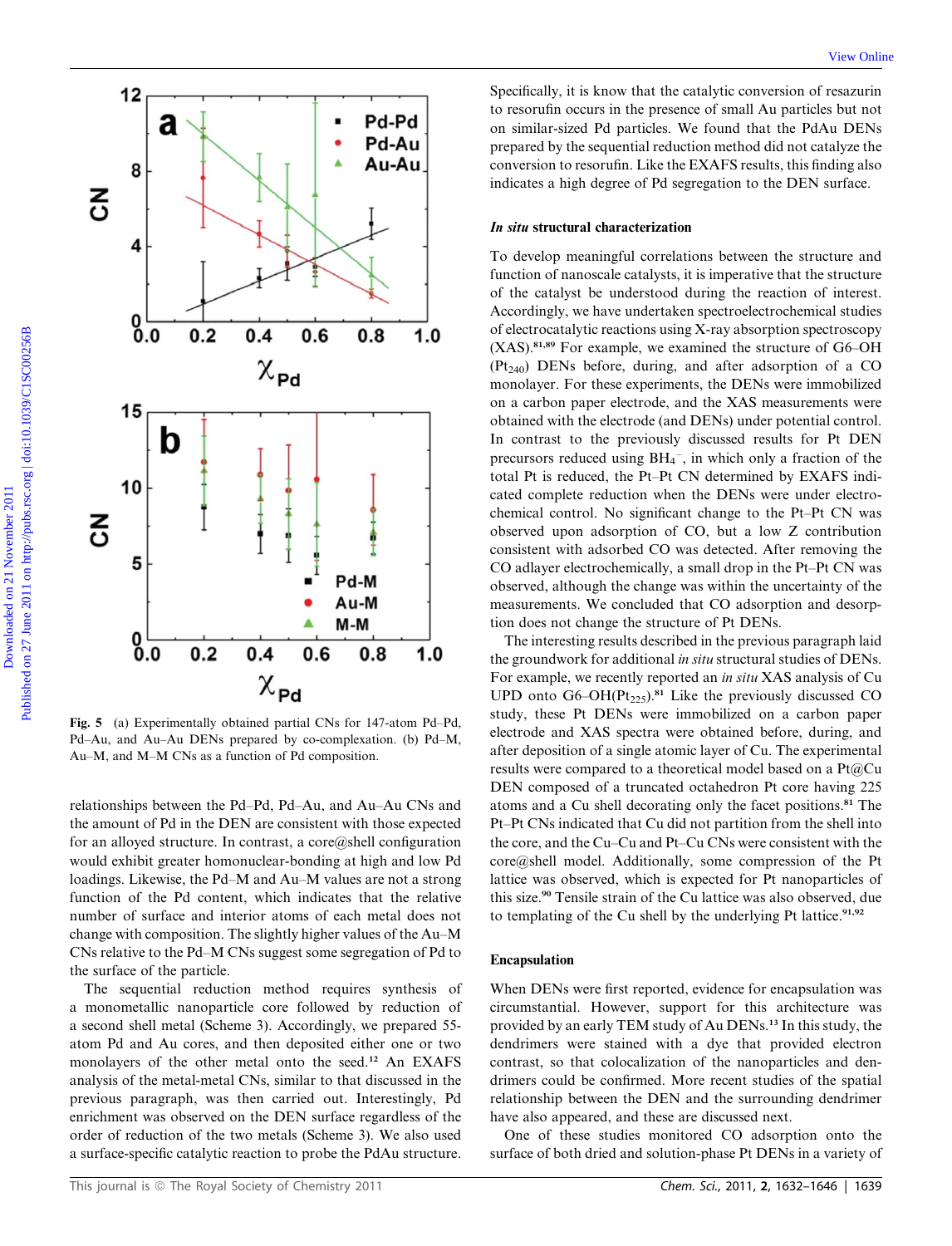Fig. 5 (a) Experimentally obtained partial CNs for 147-atom Pd–Pd, Pd–Au, and Au–Au DENs prepared by co-complexation. (b) Pd–M, Au–M, and M–M CNs as a function of Pd composition.

relationships between the Pd–Pd, Pd–Au, and Au–Au CNs and the amount of Pd in the DEN are consistent with those expected for an alloyed structure. In contrast, a core@shell configuration would exhibit greater homonuclear-bonding at high and low Pd loadings. Likewise, the Pd–M and Au–M values are not a strong function of the Pd content, which indicates that the relative number of surface and interior atoms of each metal does not change with composition. The slightly higher values of the Au–M CNs relative to the Pd–M CNs suggest some segregation of Pd to the surface of the particle.

The sequential reduction method requires synthesis of a monometallic nanoparticle core followed by reduction of a second shell metal (Scheme 3). Accordingly, we prepared 55-atom Pd and Au cores, and then deposited either one or two monolayers of the other metal onto the seed.[12] An EXAFS analysis of the metal-metal CNs, similar to that discussed in the previous paragraph, was then carried out. Interestingly, Pd enrichment was observed on the DEN surface regardless of the order of reduction of the two metals (Scheme 3). We also used a surface-specific catalytic reaction to probe the PdAu structure. Specifically, it is know that the catalytic conversion of resazurin to resorufin occurs in the presence of small Au particles but not on similar-sized Pd particles. We found that the PdAu DENs prepared by the sequential reduction method did not catalyze the conversion to resorufin. Like the EXAFS results, this finding also indicates a high degree of Pd segregation to the DEN surface.

### *In situ* structural characterization

To develop meaningful correlations between the structure and function of nanoscale catalysts, it is imperative that the structure of the catalyst be understood during the reaction of interest. Accordingly, we have undertaken spectroelectrochemical studies of electrocatalytic reactions using X-ray absorption spectroscopy (XAS).[81,89] For example, we examined the structure of G6–OH ($Pt_{240}$) DENs before, during, and after adsorption of a CO monolayer. For these experiments, the DENs were immobilized on a carbon paper electrode, and the XAS measurements were obtained with the electrode (and DENs) under potential control. In contrast to the previously discussed results for Pt DEN precursors reduced using $BH_4^-$, in which only a fraction of the total Pt is reduced, the Pt–Pt CN determined by EXAFS indicated complete reduction when the DENs were under electrochemical control. No significant change to the Pt–Pt CN was observed upon adsorption of CO, but a low Z contribution consistent with adsorbed CO was detected. After removing the CO adlayer electrochemically, a small drop in the Pt–Pt CN was observed, although the change was within the uncertainty of the measurements. We concluded that CO adsorption and desorption does not change the structure of Pt DENs.

The interesting results described in the previous paragraph laid the groundwork for additional *in situ* structural studies of DENs. For example, we recently reported an *in situ* XAS analysis of Cu UPD onto G6–OH($Pt_{225}$).[81] Like the previously discussed CO study, these Pt DENs were immobilized on a carbon paper electrode and XAS spectra were obtained before, during, and after deposition of a single atomic layer of Cu. The experimental results were compared to a theoretical model based on a Pt@Cu DEN composed of a truncated octahedron Pt core having 225 atoms and a Cu shell decorating only the facet positions.[81] The Pt–Pt CNs indicated that Cu did not partition from the shell into the core, and the Cu–Cu and Pt–Cu CNs were consistent with the core@shell model. Additionally, some compression of the Pt lattice was observed, which is expected for Pt nanoparticles of this size.[90] Tensile strain of the Cu lattice was also observed, due to templating of the Cu shell by the underlying Pt lattice.[91,92]

### Encapsulation

When DENs were first reported, evidence for encapsulation was circumstantial. However, support for this architecture was provided by an early TEM study of Au DENs.[13] In this study, the dendrimers were stained with a dye that provided electron contrast, so that colocalization of the nanoparticles and dendrimers could be confirmed. More recent studies of the spatial relationship between the DEN and the surrounding dendrimer have also appeared, and these are discussed next.

One of these studies monitored CO adsorption onto the surface of both dried and solution-phase Pt DENs in a variety of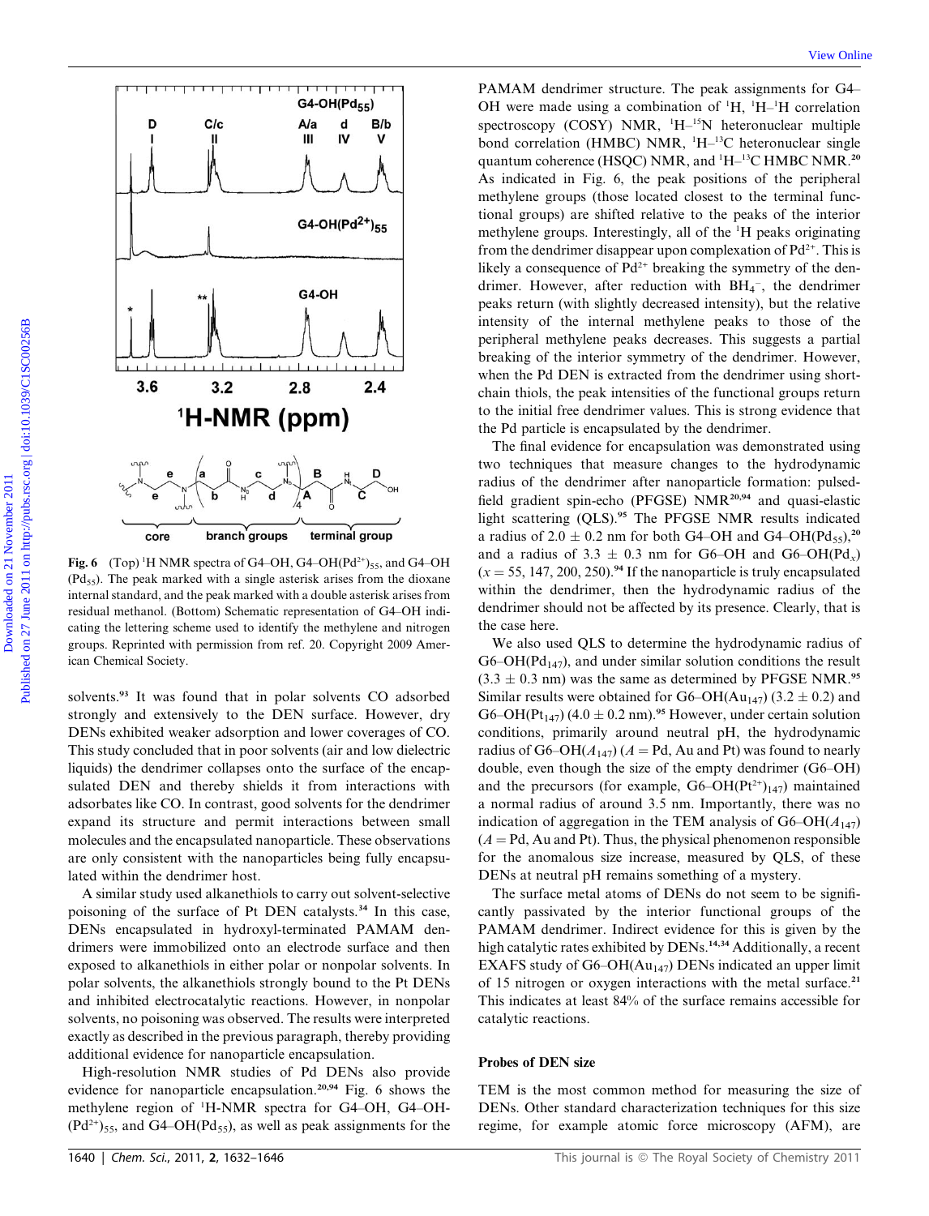Fig. 6 (Top) $^1$H NMR spectra of G4–OH, G4–OH($Pd^{2+}$)$_{55}$, and G4–OH ($Pd_{55}$). The peak marked with a single asterisk arises from the dioxane internal standard, and the peak marked with a double asterisk arises from residual methanol. (Bottom) Schematic representation of G4–OH indicating the lettering scheme used to identify the methylene and nitrogen groups. Reprinted with permission from ref. 20. Copyright 2009 American Chemical Society.

solvents.[93] It was found that in polar solvents CO adsorbed strongly and extensively to the DEN surface. However, dry DENs exhibited weaker adsorption and lower coverages of CO. This study concluded that in poor solvents (air and low dielectric liquids) the dendrimer collapses onto the surface of the encapsulated DEN and thereby shields it from interactions with adsorbates like CO. In contrast, good solvents for the dendrimer expand its structure and permit interactions between small molecules and the encapsulated nanoparticle. These observations are only consistent with the nanoparticles being fully encapsulated within the dendrimer host.

A similar study used alkanethiols to carry out solvent-selective poisoning of the surface of Pt DEN catalysts.[34] In this case, DENs encapsulated in hydroxyl-terminated PAMAM dendrimers were immobilized onto an electrode surface and then exposed to alkanethiols in either polar or nonpolar solvents. In polar solvents, the alkanethiols strongly bound to the Pt DENs and inhibited electrocatalytic reactions. However, in nonpolar solvents, no poisoning was observed. The results were interpreted exactly as described in the previous paragraph, thereby providing additional evidence for nanoparticle encapsulation.

High-resolution NMR studies of Pd DENs also provide evidence for nanoparticle encapsulation.[20,94] Fig. 6 shows the methylene region of $^1$H-NMR spectra for G4–OH, G4–OH($Pd^{2+}$)$_{55}$, and G4–OH($Pd_{55}$), as well as peak assignments for the PAMAM dendrimer structure. The peak assignments for G4–OH were made using a combination of $^1$H, $^1$H–$^1$H correlation spectroscopy (COSY) NMR, $^1$H–$^{15}$N heteronuclear multiple bond correlation (HMBC) NMR, $^1$H–$^{13}$C heteronuclear single quantum coherence (HSQC) NMR, and $^1$H–$^{13}$C HMBC NMR.[20] As indicated in Fig. 6, the peak positions of the peripheral methylene groups (those located closest to the terminal functional groups) are shifted relative to the peaks of the interior methylene groups. Interestingly, all of the $^1$H peaks originating from the dendrimer disappear upon complexation of $Pd^{2+}$. This is likely a consequence of $Pd^{2+}$ breaking the symmetry of the dendrimer. However, after reduction with $BH_4^-$, the dendrimer peaks return (with slightly decreased intensity), but the relative intensity of the internal methylene peaks to those of the peripheral methylene peaks decreases. This suggests a partial breaking of the interior symmetry of the dendrimer. However, when the Pd DEN is extracted from the dendrimer using short-chain thiols, the peak intensities of the functional groups return to the initial free dendrimer values. This is strong evidence that the Pd particle is encapsulated by the dendrimer.

The final evidence for encapsulation was demonstrated using two techniques that measure changes to the hydrodynamic radius of the dendrimer after nanoparticle formation: pulsed-field gradient spin-echo (PFGSE) NMR[20,94] and quasi-elastic light scattering (QLS).[95] The PFGSE NMR results indicated a radius of 2.0 ± 0.2 nm for both G4–OH and G4–OH($Pd_{55}$),[20] and a radius of 3.3 ± 0.3 nm for G6–OH and G6–OH($Pd_x$) ($x$ = 55, 147, 200, 250).[94] If the nanoparticle is truly encapsulated within the dendrimer, then the hydrodynamic radius of the dendrimer should not be affected by its presence. Clearly, that is the case here.

We also used QLS to determine the hydrodynamic radius of G6–OH($Pd_{147}$), and under similar solution conditions the result (3.3 ± 0.3 nm) was the same as determined by PFGSE NMR.[95] Similar results were obtained for G6–OH($Au_{147}$) (3.2 ± 0.2) and G6–OH($Pt_{147}$) (4.0 ± 0.2 nm).[95] However, under certain solution conditions, primarily around neutral pH, the hydrodynamic radius of G6–OH($A_{147}$) ($A$ = Pd, Au and Pt) was found to nearly double, even though the size of the empty dendrimer (G6–OH) and the precursors (for example, G6–OH($Pt^{2+}$)$_{147}$) maintained a normal radius of around 3.5 nm. Importantly, there was no indication of aggregation in the TEM analysis of G6–OH($A_{147}$) ($A$ = Pd, Au and Pt). Thus, the physical phenomenon responsible for the anomalous size increase, measured by QLS, of these DENs at neutral pH remains something of a mystery.

The surface metal atoms of DENs do not seem to be significantly passivated by the interior functional groups of the PAMAM dendrimer. Indirect evidence for this is given by the high catalytic rates exhibited by DENs.[14,34] Additionally, a recent EXAFS study of G6–OH($Au_{147}$) DENs indicated an upper limit of 15 nitrogen or oxygen interactions with the metal surface.[21] This indicates at least 84% of the surface remains accessible for catalytic reactions.

## Probes of DEN size

TEM is the most common method for measuring the size of DENs. Other standard characterization techniques for this size regime, for example atomic force microscopy (AFM), are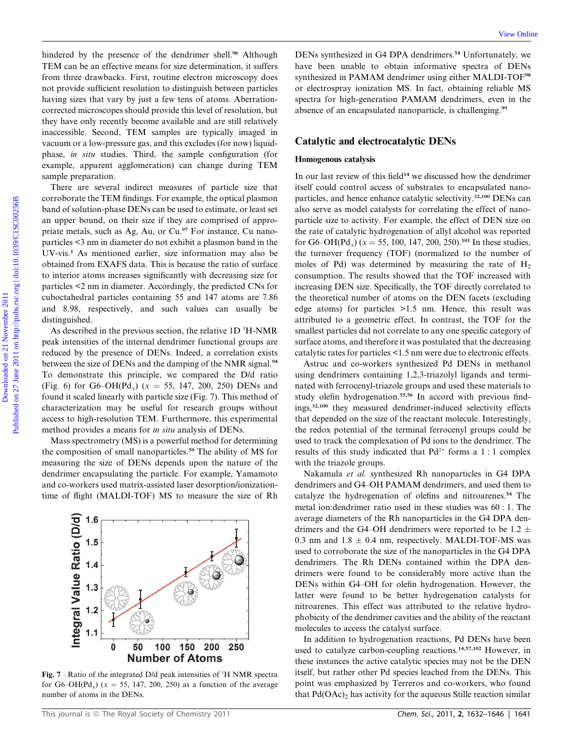hindered by the presence of the dendrimer shell.[96] Although TEM can be an effective means for size determination, it suffers from three drawbacks. First, routine electron microscopy does not provide sufficient resolution to distinguish between particles having sizes that vary by just a few tens of atoms. Aberration-corrected microscopes should provide this level of resolution, but they have only recently become available and are still relatively inaccessible. Second, TEM samples are typically imaged in vacuum or a low-pressure gas, and this excludes (for now) liquid-phase, *in situ* studies. Third, the sample configuration (for example, apparent agglomeration) can change during TEM sample preparation.

There are several indirect measures of particle size that corroborate the TEM findings. For example, the optical plasmon band of solution-phase DENs can be used to estimate, or least set an upper bound, on their size if they are comprised of appropriate metals, such as Ag, Au, or Cu.[97] For instance, Cu nanoparticles <3 nm in diameter do not exhibit a plasmon band in the UV-vis.[1] As mentioned earlier, size information may also be obtained from EXAFS data. This is because the ratio of surface to interior atoms increases significantly with decreasing size for particles <2 nm in diameter. Accordingly, the predicted CNs for cuboctahedral particles containing 55 and 147 atoms are 7.86 and 8.98, respectively, and such values can usually be distinguished.

As described in the previous section, the relative 1D $^1$H-NMR peak intensities of the internal dendrimer functional groups are reduced by the presence of DENs. Indeed, a correlation exists between the size of DENs and the damping of the NMR signal.[94] To demonstrate this principle, we compared the D/d ratio (Fig. 6) for G6–OH(Pd$_x$) ($x$ = 55, 147, 200, 250) DENs and found it scaled linearly with particle size (Fig. 7). This method of characterization may be useful for research groups without access to high-resolution TEM. Furthermore, this experimental method provides a means for *in situ* analysis of DENs.

Mass spectrometry (MS) is a powerful method for determining the composition of small nanoparticles.[59] The ability of MS for measuring the size of DENs depends upon the nature of the dendrimer encapsulating the particle. For example, Yamamoto and co-workers used matrix-assisted laser desorption/ionization-time of flight (MALDI-TOF) MS to measure the size of Rh DENs synthesized in G4 DPA dendrimers.[54] Unfortunately, we have been unable to obtain informative spectra of DENs synthesized in PAMAM dendrimer using either MALDI-TOF[98] or electrospray ionization MS. In fact, obtaining reliable MS spectra for high-generation PAMAM dendrimers, even in the absence of an encapsulated nanoparticle, is challenging.[99]

**Fig. 7** Ratio of the integrated D/d peak intensities of $^1$H NMR spectra for G6–OH(Pd$_x$) ($x$ = 55, 147, 200, 250) as a function of the average number of atoms in the DENs.

## Catalytic and electrocatalytic DENs

### Homogenous catalysis

In our last review of this field[14] we discussed how the dendrimer itself could control access of substrates to encapsulated nanoparticles, and hence enhance catalytic selectivity.[32,100] DENs can also serve as model catalysts for correlating the effect of nanoparticle size to activity. For example, the effect of DEN size on the rate of catalytic hydrogenation of allyl alcohol was reported for G6–OH(Pd$_x$) ($x$ = 55, 100, 147, 200, 250).[101] In these studies, the turnover frequency (TOF) (normalized to the number of moles of Pd) was determined by measuring the rate of $H_2$ consumption. The results showed that the TOF increased with increasing DEN size. Specifically, the TOF directly correlated to the theoretical number of atoms on the DEN facets (excluding edge atoms) for particles >1.5 nm. Hence, this result was attributed to a geometric effect. In contrast, the TOF for the smallest particles did not correlate to any one specific category of surface atoms, and therefore it was postulated that the decreasing catalytic rates for particles <1.5 nm were due to electronic effects.

Astruc and co-workers synthesized Pd DENs in methanol using dendrimers containing 1,2,3-triazolyl ligands and terminated with ferrocenyl-triazole groups and used these materials to study olefin hydrogenation.[55,56] In accord with previous findings,[32,100] they measured dendrimer-induced selectivity effects that depended on the size of the reactant molecule. Interestingly, the redox potential of the terminal ferrocenyl groups could be used to track the complexation of Pd ions to the dendrimer. The results of this study indicated that $Pd^{2+}$ forms a 1 : 1 complex with the triazole groups.

Nakamula *et al.* synthesized Rh nanoparticles in G4 DPA dendrimers and G4–OH PAMAM dendrimers, and used them to catalyze the hydrogenation of olefins and nitroarenes.[54] The metal ion:dendrimer ratio used in these studies was 60 : 1. The average diameters of the Rh nanoparticles in the G4 DPA dendrimers and the G4–OH dendrimers were reported to be 1.2 ± 0.3 nm and 1.8 ± 0.4 nm, respectively. MALDI-TOF-MS was used to corroborate the size of the nanoparticles in the G4 DPA dendrimers. The Rh DENs contained within the DPA dendrimers were found to be considerably more active than the DENs within G4–OH for olefin hydrogenation. However, the latter were found to be better hydrogenation catalysts for nitroarenes. This effect was attributed to the relative hydrophobicity of the dendrimer cavities and the ability of the reactant molecules to access the catalyst surface.

In addition to hydrogenation reactions, Pd DENs have been used to catalyze carbon-coupling reactions.[14,57,102] However, in these instances the active catalytic species may not be the DEN itself, but rather other Pd species leached from the DENs. This point was emphasized by Terreros and co-workers, who found that $Pd(OAc)_2$ has activity for the aqueous Stille reaction similar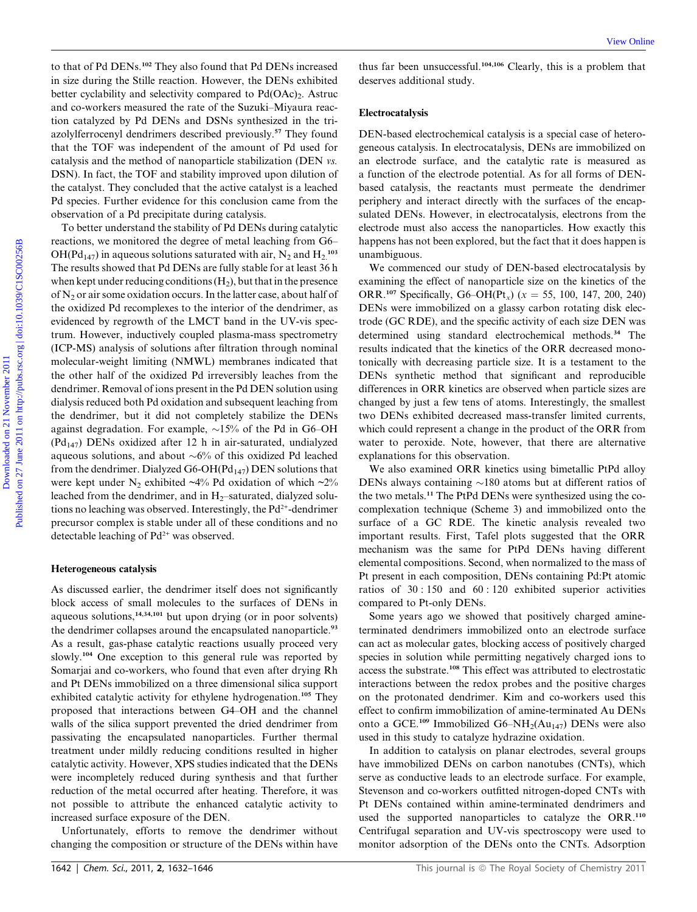to that of Pd DENs.[102] They also found that Pd DENs increased in size during the Stille reaction. However, the DENs exhibited better cyclability and selectivity compared to $Pd(OAc)_2$. Astruc and co-workers measured the rate of the Suzuki–Miyaura reaction catalyzed by Pd DENs and DSNs synthesized in the triazolylferrocenyl dendrimers described previously.[57] They found that the TOF was independent of the amount of Pd used for catalysis and the method of nanoparticle stabilization (DEN *vs.* DSN). In fact, the TOF and stability improved upon dilution of the catalyst. They concluded that the active catalyst is a leached Pd species. Further evidence for this conclusion came from the observation of a Pd precipitate during catalysis.

To better understand the stability of Pd DENs during catalytic reactions, we monitored the degree of metal leaching from G6–OH($Pd_{147}$) in aqueous solutions saturated with air, $N_2$ and $H_2$.[103] The results showed that Pd DENs are fully stable for at least 36 h when kept under reducing conditions ($H_2$), but that in the presence of $N_2$ or air some oxidation occurs. In the latter case, about half of the oxidized Pd recomplexes to the interior of the dendrimer, as evidenced by regrowth of the LMCT band in the UV-vis spectrum. However, inductively coupled plasma-mass spectrometry (ICP-MS) analysis of solutions after filtration through nominal molecular-weight limiting (NMWL) membranes indicated that the other half of the oxidized Pd irreversibly leaches from the dendrimer. Removal of ions present in the Pd DEN solution using dialysis reduced both Pd oxidation and subsequent leaching from the dendrimer, but it did not completely stabilize the DENs against degradation. For example, ~15% of the Pd in G6–OH ($Pd_{147}$) DENs oxidized after 12 h in air-saturated, undialyzed aqueous solutions, and about ~6% of this oxidized Pd leached from the dendrimer. Dialyzed G6-OH($Pd_{147}$) DEN solutions that were kept under $N_2$ exhibited ~4% Pd oxidation of which ~2% leached from the dendrimer, and in $H_2$–saturated, dialyzed solutions no leaching was observed. Interestingly, the $Pd^{2+}$-dendrimer precursor complex is stable under all of these conditions and no detectable leaching of $Pd^{2+}$ was observed.

## Heterogeneous catalysis

As discussed earlier, the dendrimer itself does not significantly block access of small molecules to the surfaces of DENs in aqueous solutions,[14,34,101] but upon drying (or in poor solvents) the dendrimer collapses around the encapsulated nanoparticle.[93] As a result, gas-phase catalytic reactions usually proceed very slowly.[104] One exception to this general rule was reported by Somarjai and co-workers, who found that even after drying Rh and Pt DENs immobilized on a three dimensional silica support exhibited catalytic activity for ethylene hydrogenation.[105] They proposed that interactions between G4–OH and the channel walls of the silica support prevented the dried dendrimer from passivating the encapsulated nanoparticles. Further thermal treatment under mildly reducing conditions resulted in higher catalytic activity. However, XPS studies indicated that the DENs were incompletely reduced during synthesis and that further reduction of the metal occurred after heating. Therefore, it was not possible to attribute the enhanced catalytic activity to increased surface exposure of the DEN.

Unfortunately, efforts to remove the dendrimer without changing the composition or structure of the DENs within have thus far been unsuccessful.[104,106] Clearly, this is a problem that deserves additional study.

## Electrocatalysis

DEN-based electrochemical catalysis is a special case of heterogeneous catalysis. In electrocatalysis, DENs are immobilized on an electrode surface, and the catalytic rate is measured as a function of the electrode potential. As for all forms of DEN-based catalysis, the reactants must permeate the dendrimer periphery and interact directly with the surfaces of the encapsulated DENs. However, in electrocatalysis, electrons from the electrode must also access the nanoparticles. How exactly this happens has not been explored, but the fact that it does happen is unambiguous.

We commenced our study of DEN-based electrocatalysis by examining the effect of nanoparticle size on the kinetics of the ORR.[107] Specifically, G6–OH($Pt_x$) ($x$ = 55, 100, 147, 200, 240) DENs were immobilized on a glassy carbon rotating disk electrode (GC RDE), and the specific activity of each size DEN was determined using standard electrochemical methods.[34] The results indicated that the kinetics of the ORR decreased monotonically with decreasing particle size. It is a testament to the DENs synthetic method that significant and reproducible differences in ORR kinetics are observed when particle sizes are changed by just a few tens of atoms. Interestingly, the smallest two DENs exhibited decreased mass-transfer limited currents, which could represent a change in the product of the ORR from water to peroxide. Note, however, that there are alternative explanations for this observation.

We also examined ORR kinetics using bimetallic PtPd alloy DENs always containing ~180 atoms but at different ratios of the two metals.[11] The PtPd DENs were synthesized using the co-complexation technique (Scheme 3) and immobilized onto the surface of a GC RDE. The kinetic analysis revealed two important results. First, Tafel plots suggested that the ORR mechanism was the same for PtPd DENs having different elemental compositions. Second, when normalized to the mass of Pt present in each composition, DENs containing Pd:Pt atomic ratios of 30 : 150 and 60 : 120 exhibited superior activities compared to Pt-only DENs.

Some years ago we showed that positively charged amine-terminated dendrimers immobilized onto an electrode surface can act as molecular gates, blocking access of positively charged species in solution while permitting negatively charged ions to access the substrate.[108] This effect was attributed to electrostatic interactions between the redox probes and the positive charges on the protonated dendrimer. Kim and co-workers used this effect to confirm immobilization of amine-terminated Au DENs onto a GCE.[109] Immobilized G6–$NH_2$($Au_{147}$) DENs were also used in this study to catalyze hydrazine oxidation.

In addition to catalysis on planar electrodes, several groups have immobilized DENs on carbon nanotubes (CNTs), which serve as conductive leads to an electrode surface. For example, Stevenson and co-workers outfitted nitrogen-doped CNTs with Pt DENs contained within amine-terminated dendrimers and used the supported nanoparticles to catalyze the ORR.[110] Centrifugal separation and UV-vis spectroscopy were used to monitor adsorption of the DENs onto the CNTs. Adsorption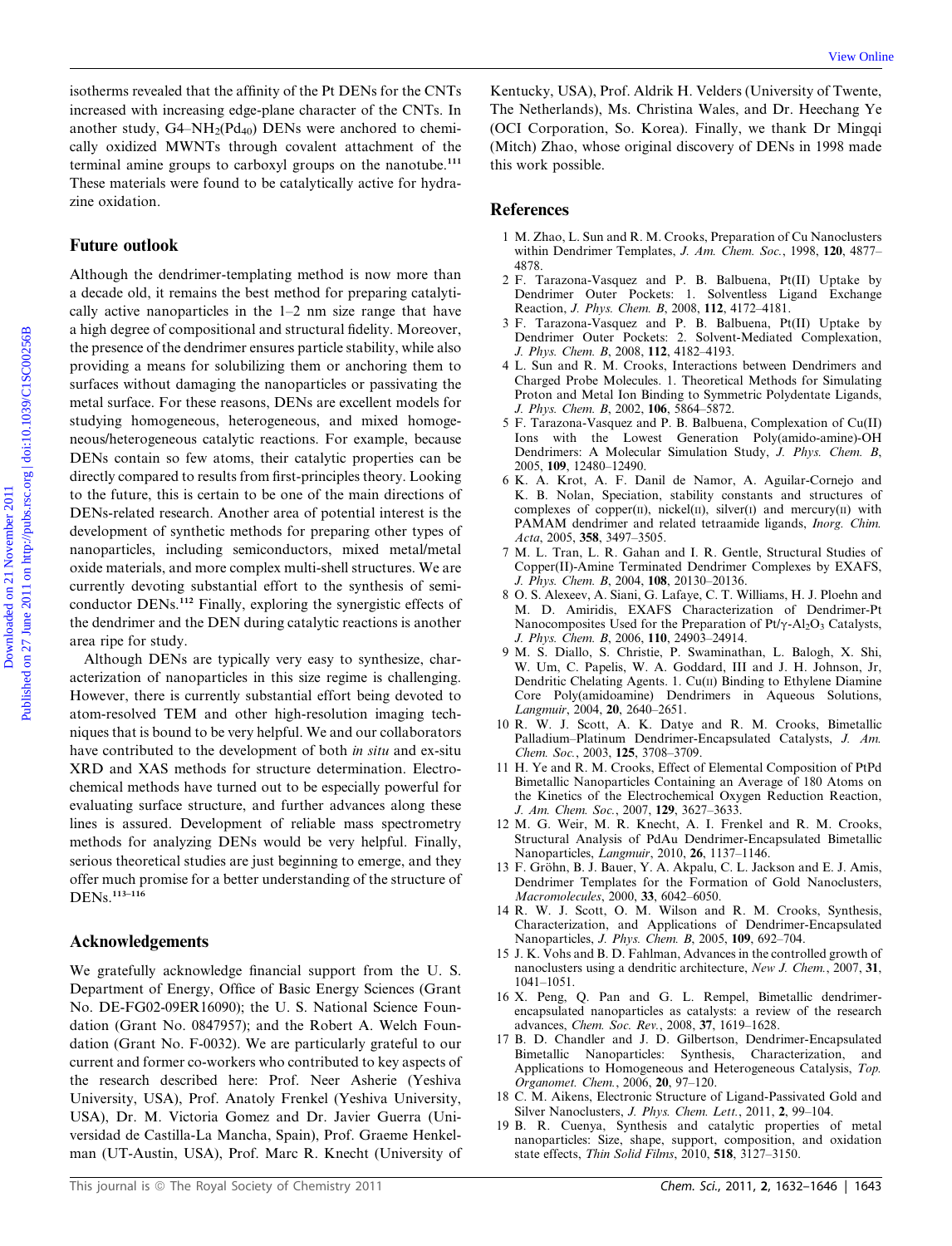isotherms revealed that the affinity of the Pt DENs for the CNTs increased with increasing edge-plane character of the CNTs. In another study, G4–$NH_2$($Pd_{40}$) DENs were anchored to chemically oxidized MWNTs through covalent attachment of the terminal amine groups to carboxyl groups on the nanotube.[111] These materials were found to be catalytically active for hydrazine oxidation.

## Future outlook

Although the dendrimer-templating method is now more than a decade old, it remains the best method for preparing catalytically active nanoparticles in the 1–2 nm size range that have a high degree of compositional and structural fidelity. Moreover, the presence of the dendrimer ensures particle stability, while also providing a means for solubilizing them or anchoring them to surfaces without damaging the nanoparticles or passivating the metal surface. For these reasons, DENs are excellent models for studying homogeneous, heterogeneous, and mixed homogeneous/heterogeneous catalytic reactions. For example, because DENs contain so few atoms, their catalytic properties can be directly compared to results from first-principles theory. Looking to the future, this is certain to be one of the main directions of DENs-related research. Another area of potential interest is the development of synthetic methods for preparing other types of nanoparticles, including semiconductors, mixed metal/metal oxide materials, and more complex multi-shell structures. We are currently devoting substantial effort to the synthesis of semiconductor DENs.[112] Finally, exploring the synergistic effects of the dendrimer and the DEN during catalytic reactions is another area ripe for study.

Although DENs are typically very easy to synthesize, characterization of nanoparticles in this size regime is challenging. However, there is currently substantial effort being devoted to atom-resolved TEM and other high-resolution imaging techniques that is bound to be very helpful. We and our collaborators have contributed to the development of both *in situ* and ex-situ XRD and XAS methods for structure determination. Electrochemical methods have turned out to be especially powerful for evaluating surface structure, and further advances along these lines is assured. Development of reliable mass spectrometry methods for analyzing DENs would be very helpful. Finally, serious theoretical studies are just beginning to emerge, and they offer much promise for a better understanding of the structure of DENs.[113–116]

## Acknowledgements

We gratefully acknowledge financial support from the U. S. Department of Energy, Office of Basic Energy Sciences (Grant No. DE-FG02-09ER16090); the U. S. National Science Foundation (Grant No. 0847957); and the Robert A. Welch Foundation (Grant No. F-0032). We are particularly grateful to our current and former co-workers who contributed to key aspects of the research described here: Prof. Neer Asherie (Yeshiva University, USA), Prof. Anatoly Frenkel (Yeshiva University, USA), Dr. M. Victoria Gomez and Dr. Javier Guerra (Universidad de Castilla-La Mancha, Spain), Prof. Graeme Henkelman (UT-Austin, USA), Prof. Marc R. Knecht (University of Kentucky, USA), Prof. Aldrik H. Velders (University of Twente, The Netherlands), Ms. Christina Wales, and Dr. Heechang Ye (OCI Corporation, So. Korea). Finally, we thank Dr Mingqi (Mitch) Zhao, whose original discovery of DENs in 1998 made this work possible.

## References

1 M. Zhao, L. Sun and R. M. Crooks, Preparation of Cu Nanoclusters within Dendrimer Templates, *J. Am. Chem. Soc.*, 1998, **120**, 4877–4878.

2 F. Tarazona-Vasquez and P. B. Balbuena, Pt(II) Uptake by Dendrimer Outer Pockets: 1. Solventless Ligand Exchange Reaction, *J. Phys. Chem. B*, 2008, **112**, 4172–4181.

3 F. Tarazona-Vasquez and P. B. Balbuena, Pt(II) Uptake by Dendrimer Outer Pockets: 2. Solvent-Mediated Complexation, *J. Phys. Chem. B*, 2008, **112**, 4182–4193.

4 L. Sun and R. M. Crooks, Interactions between Dendrimers and Charged Probe Molecules. 1. Theoretical Methods for Simulating Proton and Metal Ion Binding to Symmetric Polydentate Ligands, *J. Phys. Chem. B*, 2002, **106**, 5864–5872.

5 F. Tarazona-Vasquez and P. B. Balbuena, Complexation of Cu(II) Ions with the Lowest Generation Poly(amido-amine)-OH Dendrimers: A Molecular Simulation Study, *J. Phys. Chem. B*, 2005, **109**, 12480–12490.

6 K. A. Krot, A. F. Danil de Namor, A. Aguilar-Cornejo and K. B. Nolan, Speciation, stability constants and structures of complexes of copper(II), nickel(II), silver(I) and mercury(II) with PAMAM dendrimer and related tetraamide ligands, *Inorg. Chim. Acta*, 2005, **358**, 3497–3505.

7 M. L. Tran, L. R. Gahan and I. R. Gentle, Structural Studies of Copper(II)-Amine Terminated Dendrimer Complexes by EXAFS, *J. Phys. Chem. B*, 2004, **108**, 20130–20136.

8 O. S. Alexeev, A. Siani, G. Lafaye, C. T. Williams, H. J. Ploehn and M. D. Amiridis, EXAFS Characterization of Dendrimer-Pt Nanocomposites Used for the Preparation of Pt/γ-$Al_2O_3$ Catalysts, *J. Phys. Chem. B*, 2006, **110**, 24903–24914.

9 M. S. Diallo, S. Christie, P. Swaminathan, L. Balogh, X. Shi, W. Um, C. Papelis, W. A. Goddard, III and J. H. Johnson, Jr, Dendritic Chelating Agents. 1. Cu(II) Binding to Ethylene Diamine Core Poly(amidoamine) Dendrimers in Aqueous Solutions, *Langmuir*, 2004, **20**, 2640–2651.

10 R. W. J. Scott, A. K. Datye and R. M. Crooks, Bimetallic Palladium–Platinum Dendrimer-Encapsulated Catalysts, *J. Am. Chem. Soc.*, 2003, **125**, 3708–3709.

11 H. Ye and R. M. Crooks, Effect of Elemental Composition of PtPd Bimetallic Nanoparticles Containing an Average of 180 Atoms on the Kinetics of the Electrochemical Oxygen Reduction Reaction, *J. Am. Chem. Soc.*, 2007, **129**, 3627–3633.

12 M. G. Weir, M. R. Knecht, A. I. Frenkel and R. M. Crooks, Structural Analysis of PdAu Dendrimer-Encapsulated Bimetallic Nanoparticles, *Langmuir*, 2010, **26**, 1137–1146.

13 F. Gröhn, B. J. Bauer, Y. A. Akpalu, C. L. Jackson and E. J. Amis, Dendrimer Templates for the Formation of Gold Nanoclusters, *Macromolecules*, 2000, **33**, 6042–6050.

14 R. W. J. Scott, O. M. Wilson and R. M. Crooks, Synthesis, Characterization, and Applications of Dendrimer-Encapsulated Nanoparticles, *J. Phys. Chem. B*, 2005, **109**, 692–704.

15 J. K. Vohs and B. D. Fahlman, Advances in the controlled growth of nanoclusters using a dendritic architecture, *New J. Chem.*, 2007, **31**, 1041–1051.

16 X. Peng, Q. Pan and G. L. Rempel, Bimetallic dendrimer-encapsulated nanoparticles as catalysts: a review of the research advances, *Chem. Soc. Rev.*, 2008, **37**, 1619–1628.

17 B. D. Chandler and J. D. Gilbertson, Dendrimer-Encapsulated Bimetallic Nanoparticles: Synthesis, Characterization, and Applications to Homogeneous and Heterogeneous Catalysis, *Top. Organomet. Chem.*, 2006, **20**, 97–120.

18 C. M. Aikens, Electronic Structure of Ligand-Passivated Gold and Silver Nanoclusters, *J. Phys. Chem. Lett.*, 2011, **2**, 99–104.

19 B. R. Cuenya, Synthesis and catalytic properties of metal nanoparticles: Size, shape, support, composition, and oxidation state effects, *Thin Solid Films*, 2010, **518**, 3127–3150.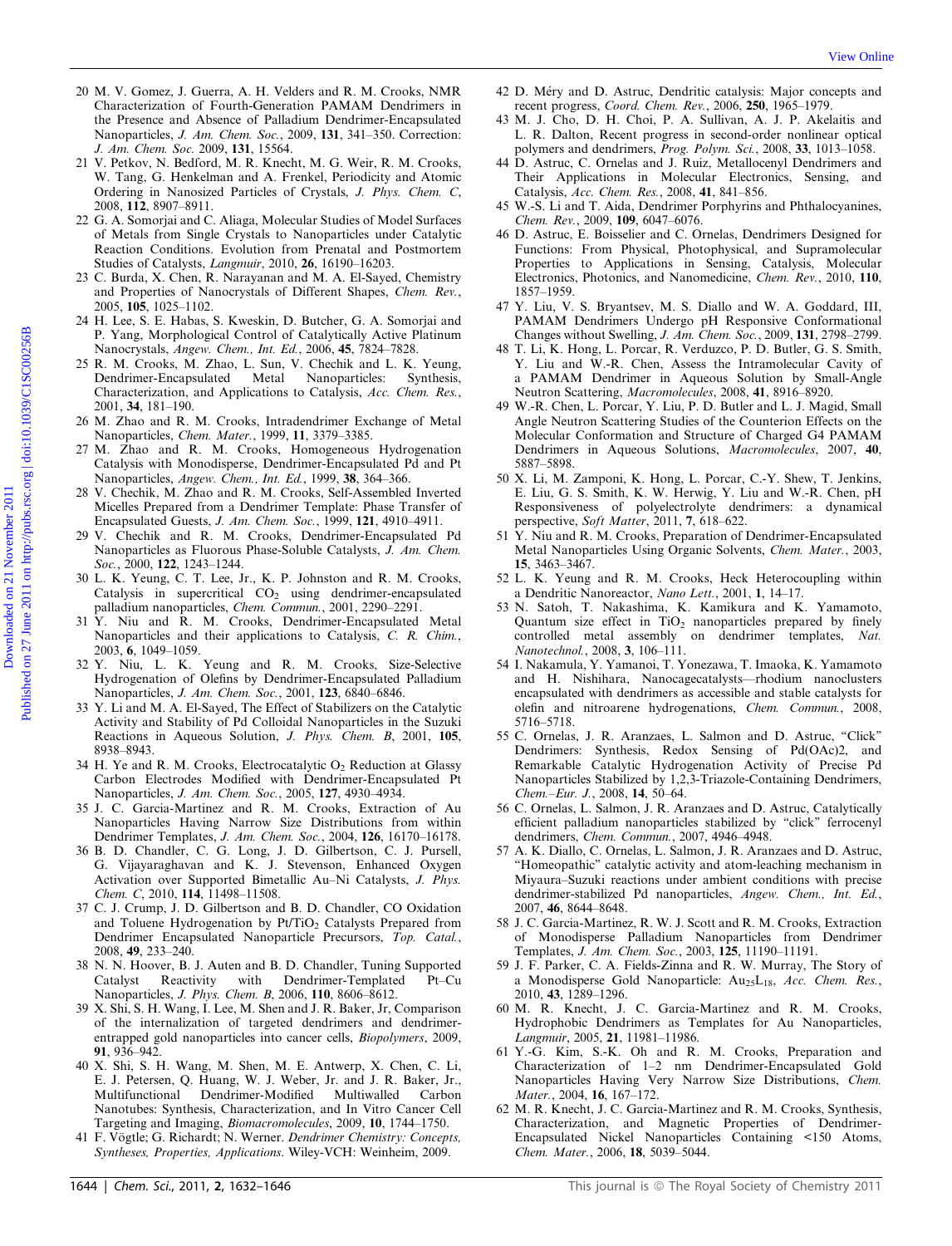20 M. V. Gomez, J. Guerra, A. H. Velders and R. M. Crooks, NMR Characterization of Fourth-Generation PAMAM Dendrimers in the Presence and Absence of Palladium Dendrimer-Encapsulated Nanoparticles, *J. Am. Chem. Soc.*, 2009, **131**, 341–350. Correction: *J. Am. Chem. Soc.* 2009, **131**, 15564.

21 V. Petkov, N. Bedford, M. R. Knecht, M. G. Weir, R. M. Crooks, W. Tang, G. Henkelman and A. Frenkel, Periodicity and Atomic Ordering in Nanosized Particles of Crystals, *J. Phys. Chem. C*, 2008, **112**, 8907–8911.

22 G. A. Somorjai and C. Aliaga, Molecular Studies of Model Surfaces of Metals from Single Crystals to Nanoparticles under Catalytic Reaction Conditions. Evolution from Prenatal and Postmortem Studies of Catalysts, *Langmuir*, 2010, **26**, 16190–16203.

23 C. Burda, X. Chen, R. Narayanan and M. A. El-Sayed, Chemistry and Properties of Nanocrystals of Different Shapes, *Chem. Rev.*, 2005, **105**, 1025–1102.

24 H. Lee, S. E. Habas, S. Kweskin, D. Butcher, G. A. Somorjai and P. Yang, Morphological Control of Catalytically Active Platinum Nanocrystals, *Angew. Chem., Int. Ed.*, 2006, **45**, 7824–7828.

25 R. M. Crooks, M. Zhao, L. Sun, V. Chechik and L. K. Yeung, Dendrimer-Encapsulated Metal Nanoparticles: Synthesis, Characterization, and Applications to Catalysis, *Acc. Chem. Res.*, 2001, **34**, 181–190.

26 M. Zhao and R. M. Crooks, Intradendrimer Exchange of Metal Nanoparticles, *Chem. Mater.*, 1999, **11**, 3379–3385.

27 M. Zhao and R. M. Crooks, Homogeneous Hydrogenation Catalysis with Monodisperse, Dendrimer-Encapsulated Pd and Pt Nanoparticles, *Angew. Chem., Int. Ed.*, 1999, **38**, 364–366.

28 V. Chechik, M. Zhao and R. M. Crooks, Self-Assembled Inverted Micelles Prepared from a Dendrimer Template: Phase Transfer of Encapsulated Guests, *J. Am. Chem. Soc.*, 1999, **121**, 4910–4911.

29 V. Chechik and R. M. Crooks, Dendrimer-Encapsulated Pd Nanoparticles as Fluorous Phase-Soluble Catalysts, *J. Am. Chem. Soc.*, 2000, **122**, 1243–1244.

30 L. K. Yeung, C. T. Lee, Jr., K. P. Johnston and R. M. Crooks, Catalysis in supercritical $CO_2$ using dendrimer-encapsulated palladium nanoparticles, *Chem. Commun.*, 2001, 2290–2291.

31 Y. Niu and R. M. Crooks, Dendrimer-Encapsulated Metal Nanoparticles and their applications to Catalysis, *C. R. Chim.*, 2003, **6**, 1049–1059.

32 Y. Niu, L. K. Yeung and R. M. Crooks, Size-Selective Hydrogenation of Olefins by Dendrimer-Encapsulated Palladium Nanoparticles, *J. Am. Chem. Soc.*, 2001, **123**, 6840–6846.

33 Y. Li and M. A. El-Sayed, The Effect of Stabilizers on the Catalytic Activity and Stability of Pd Colloidal Nanoparticles in the Suzuki Reactions in Aqueous Solution, *J. Phys. Chem. B*, 2001, **105**, 8938–8943.

34 H. Ye and R. M. Crooks, Electrocatalytic $O_2$ Reduction at Glassy Carbon Electrodes Modified with Dendrimer-Encapsulated Pt Nanoparticles, *J. Am. Chem. Soc.*, 2005, **127**, 4930–4934.

35 J. C. Garcia-Martinez and R. M. Crooks, Extraction of Au Nanoparticles Having Narrow Size Distributions from within Dendrimer Templates, *J. Am. Chem. Soc.*, 2004, **126**, 16170–16178.

36 B. D. Chandler, C. G. Long, J. D. Gilbertson, C. J. Pursell, G. Vijayaraghavan and K. J. Stevenson, Enhanced Oxygen Activation over Supported Bimetallic Au–Ni Catalysts, *J. Phys. Chem. C*, 2010, **114**, 11498–11508.

37 C. J. Crump, J. D. Gilbertson and B. D. Chandler, CO Oxidation and Toluene Hydrogenation by Pt/$TiO_2$ Catalysts Prepared from Dendrimer Encapsulated Nanoparticle Precursors, *Top. Catal.*, 2008, **49**, 233–240.

38 N. N. Hoover, B. J. Auten and B. D. Chandler, Tuning Supported Catalyst Reactivity with Dendrimer-Templated Pt–Cu Nanoparticles, *J. Phys. Chem. B*, 2006, **110**, 8606–8612.

39 X. Shi, S. H. Wang, I. Lee, M. Shen and J. R. Baker, Jr., Comparison of the internalization of targeted dendrimers and dendrimer-entrapped gold nanoparticles into cancer cells, *Biopolymers*, 2009, **91**, 936–942.

40 X. Shi, S. H. Wang, M. Shen, M. E. Antwerp, X. Chen, C. Li, E. J. Petersen, Q. Huang, W. J. Weber, Jr. and J. R. Baker, Jr., Multifunctional Dendrimer-Modified Multiwalled Carbon Nanotubes: Synthesis, Characterization, and In Vitro Cancer Cell Targeting and Imaging, *Biomacromolecules*, 2009, **10**, 1744–1750.

41 F. Vögtle; G. Richardt; N. Werner. *Dendrimer Chemistry: Concepts, Syntheses, Properties, Applications*. Wiley-VCH: Weinheim, 2009.

42 D. Méry and D. Astruc, Dendritic catalysis: Major concepts and recent progress, *Coord. Chem. Rev.*, 2006, **250**, 1965–1979.

43 M. J. Cho, D. H. Choi, P. A. Sullivan, A. J. P. Akelaitis and L. R. Dalton, Recent progress in second-order nonlinear optical polymers and dendrimers, *Prog. Polym. Sci.*, 2008, **33**, 1013–1058.

44 D. Astruc, C. Ornelas and J. Ruiz, Metallocenyl Dendrimers and Their Applications in Molecular Electronics, Sensing, and Catalysis, *Acc. Chem. Res.*, 2008, **41**, 841–856.

45 W.-S. Li and T. Aida, Dendrimer Porphyrins and Phthalocyanines, *Chem. Rev.*, 2009, **109**, 6047–6076.

46 D. Astruc, E. Boisselier and C. Ornelas, Dendrimers Designed for Functions: From Physical, Photophysical, and Supramolecular Properties to Applications in Sensing, Catalysis, Molecular Electronics, Photonics, and Nanomedicine, *Chem. Rev.*, 2010, **110**, 1857–1959.

47 Y. Liu, V. S. Bryantsev, M. S. Diallo and W. A. Goddard, III, PAMAM Dendrimers Undergo pH Responsive Conformational Changes without Swelling, *J. Am. Chem. Soc.*, 2009, **131**, 2798–2799.

48 T. Li, K. Hong, L. Porcar, R. Verduzco, P. D. Butler, G. S. Smith, Y. Liu and W.-R. Chen, Assess the Intramolecular Cavity of a PAMAM Dendrimer in Aqueous Solution by Small-Angle Neutron Scattering, *Macromolecules*, 2008, **41**, 8916–8920.

49 W.-R. Chen, L. Porcar, Y. Liu, P. D. Butler and L. J. Magid, Small Angle Neutron Scattering Studies of the Counterion Effects on the Molecular Conformation and Structure of Charged G4 PAMAM Dendrimers in Aqueous Solutions, *Macromolecules*, 2007, **40**, 5887–5898.

50 X. Li, M. Zamponi, K. Hong, L. Porcar, C.-Y. Shew, T. Jenkins, E. Liu, G. S. Smith, K. W. Herwig, Y. Liu and W.-R. Chen, pH Responsiveness of polyelectrolyte dendrimers: a dynamical perspective, *Soft Matter*, 2011, **7**, 618–622.

51 Y. Niu and R. M. Crooks, Preparation of Dendrimer-Encapsulated Metal Nanoparticles Using Organic Solvents, *Chem. Mater.*, 2003, **15**, 3463–3467.

52 L. K. Yeung and R. M. Crooks, Heck Heterocoupling within a Dendritic Nanoreactor, *Nano Lett.*, 2001, **1**, 14–17.

53 N. Satoh, T. Nakashima, K. Kamikura and K. Yamamoto, Quantum size effect in $TiO_2$ nanoparticles prepared by finely controlled metal assembly on dendrimer templates, *Nat. Nanotechnol.*, 2008, **3**, 106–111.

54 I. Nakamula, Y. Yamanoi, T. Yonezawa, T. Imaoka, K. Yamamoto and H. Nishihara, Nanocagecatalysts—rhodium nanoclusters encapsulated with dendrimers as accessible and stable catalysts for olefin and nitroarene hydrogenations, *Chem. Commun.*, 2008, 5716–5718.

55 C. Ornelas, J. R. Aranzaes, L. Salmon and D. Astruc, "Click" Dendrimers: Synthesis, Redox Sensing of Pd(OAc)2, and Remarkable Catalytic Hydrogenation Activity of Precise Pd Nanoparticles Stabilized by 1,2,3-Triazole-Containing Dendrimers, *Chem.–Eur. J.*, 2008, **14**, 50–64.

56 C. Ornelas, L. Salmon, J. R. Aranzaes and D. Astruc, Catalytically efficient palladium nanoparticles stabilized by "click" ferrocenyl dendrimers, *Chem. Commun.*, 2007, 4946–4948.

57 A. K. Diallo, C. Ornelas, L. Salmon, J. R. Aranzaes and D. Astruc, "Homeopathic" catalytic activity and atom-leaching mechanism in Miyaura–Suzuki reactions under ambient conditions with precise dendrimer-stabilized Pd nanoparticles, *Angew. Chem., Int. Ed.*, 2007, **46**, 8644–8648.

58 J. C. Garcia-Martinez, R. W. J. Scott and R. M. Crooks, Extraction of Monodisperse Palladium Nanoparticles from Dendrimer Templates, *J. Am. Chem. Soc.*, 2003, **125**, 11190–11191.

59 J. F. Parker, C. A. Fields-Zinna and R. W. Murray, The Story of a Monodisperse Gold Nanoparticle: $Au_{25}L_{18}$, *Acc. Chem. Res.*, 2010, **43**, 1289–1296.

60 M. R. Knecht, J. C. Garcia-Martinez and R. M. Crooks, Hydrophobic Dendrimers as Templates for Au Nanoparticles, *Langmuir*, 2005, **21**, 11981–11986.

61 Y.-G. Kim, S.-K. Oh and R. M. Crooks, Preparation and Characterization of 1–2 nm Dendrimer-Encapsulated Gold Nanoparticles Having Very Narrow Size Distributions, *Chem. Mater.*, 2004, **16**, 167–172.

62 M. R. Knecht, J. C. Garcia-Martinez and R. M. Crooks, Synthesis, Characterization, and Magnetic Properties of Dendrimer-Encapsulated Nickel Nanoparticles Containing <150 Atoms, *Chem. Mater.*, 2006, **18**, 5039–5044.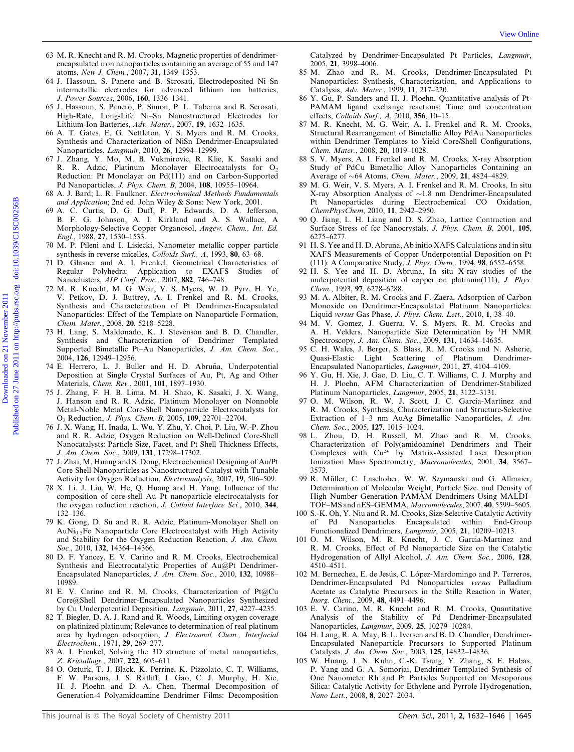63 M. R. Knecht and R. M. Crooks, Magnetic properties of dendrimer-encapsulated iron nanoparticles containing an average of 55 and 147 atoms, *New J. Chem.*, 2007, **31**, 1349–1353.

64 J. Hassoun, S. Panero and B. Scrosati, Electrodeposited Ni–Sn intermetallic electrodes for advanced lithium ion batteries, *J. Power Sources*, 2006, **160**, 1336–1341.

65 J. Hassoun, S. Panero, P. Simon, P. L. Taberna and B. Scrosati, High-Rate, Long-Life Ni–Sn Nanostructured Electrodes for Lithium-Ion Batteries, *Adv. Mater.*, 2007, **19**, 1632–1635.

66 A. T. Gates, E. G. Nettleton, V. S. Myers and R. M. Crooks, Synthesis and Characterization of NiSn Dendrimer-Encapsulated Nanoparticles, *Langmuir*, 2010, **26**, 12994–12999.

67 J. Zhang, Y. Mo, M. B. Vukmirovic, R. Klie, K. Sasaki and R. R. Adzic, Platinum Monolayer Electrocatalysts for $O_2$ Reduction: Pt Monolayer on Pd(111) and on Carbon-Supported Pd Nanoparticles, *J. Phys. Chem. B*, 2004, **108**, 10955–10964.

68 A. J. Bard; L. R. Faulkner. *Electrochemical Methods Fundamentals and Application*; 2nd ed. John Wiley & Sons: New York, 2001.

69 A. C. Curtis, D. G. Duff, P. P. Edwards, D. A. Jefferson, B. F. G. Johnson, A. I. Kirkland and A. S. Wallace, A Morphology-Selective Copper Organosol, *Angew. Chem., Int. Ed. Engl.*, 1988, **27**, 1530–1533.

70 M. P. Pileni and I. Lisiecki, Nanometer metallic copper particle synthesis in reverse micelles, *Colloids Surf., A*, 1993, **80**, 63–68.

71 D. Glasner and A. I. Frenkel, Geometrical Characteristics of Regular Polyhedra: Application to EXAFS Studies of Nanoclusters, *AIP Conf. Proc.*, 2007, **882**, 746–748.

72 M. R. Knecht, M. G. Weir, V. S. Myers, W. D. Pyrz, H. Ye, V. Petkov, D. J. Buttrey, A. I. Frenkel and R. M. Crooks, Synthesis and Characterization of Pt Dendrimer-Encapsulated Nanoparticles: Effect of the Template on Nanoparticle Formation, *Chem. Mater.*, 2008, **20**, 5218–5228.

73 H. Lang, S. Maldonado, K. J. Stevenson and B. D. Chandler, Synthesis and Characterization of Dendrimer Templated Supported Bimetallic Pt–Au Nanoparticles, *J. Am. Chem. Soc.*, 2004, **126**, 12949–12956.

74 E. Herrero, L. J. Buller and H. D. Abruña, Underpotential Deposition at Single Crystal Surfaces of Au, Pt, Ag and Other Materials, *Chem. Rev.*, 2001, **101**, 1897–1930.

75 J. Zhang, F. H. B. Lima, M. H. Shao, K. Sasaki, J. X. Wang, J. Hanson and R. R. Adzic, Platinum Monolayer on Nonnoble Metal-Noble Metal Core-Shell Nanoparticle Electrocatalysts for $O_2$ Reduction, *J. Phys. Chem. B*, 2005, **109**, 22701–22704.

76 J. X. Wang, H. Inada, L. Wu, Y. Zhu, Y. Choi, P. Liu, W.-P. Zhou and R. R. Adzic, Oxygen Reduction on Well-Defined Core-Shell Nanocatalysts: Particle Size, Facet, and Pt Shell Thickness Effects, *J. Am. Chem. Soc.*, 2009, **131**, 17298–17302.

77 J. Zhai, M. Huang and S. Dong, Electrochemical Designing of Au/Pt Core Shell Nanoparticles as Nanostructured Catalyst with Tunable Activity for Oxygen Reduction, *Electroanalysis*, 2007, **19**, 506–509.

78 X. Li, J. Liu, W. He, Q. Huang and H. Yang, Influence of the composition of core-shell Au–Pt nanoparticle electrocatalysts for the oxygen reduction reaction, *J. Colloid Interface Sci.*, 2010, **344**, 132–136.

79 K. Gong, D. Su and R. R. Adzic, Platinum-Monolayer Shell on $AuNi_{0.5}Fe$ Nanoparticle Core Electrocatalyst with High Activity and Stability for the Oxygen Reduction Reaction, *J. Am. Chem. Soc.*, 2010, **132**, 14364–14366.

80 D. F. Yancey, E. V. Carino and R. M. Crooks, Electrochemical Synthesis and Electrocatalytic Properties of Au@Pt Dendrimer-Encapsulated Nanoparticles, *J. Am. Chem. Soc.*, 2010, **132**, 10988–10989.

81 E. V. Carino and R. M. Crooks, Characterization of Pt@Cu Core@Shell Dendrimer-Encapsulated Nanoparticles Synthesized by Cu Underpotential Deposition, *Langmuir*, 2011, **27**, 4227–4235.

82 T. Biegler, D. A. J. Rand and R. Woods, Limiting oxygen coverage on platinized platinum; Relevance to determination of real platinum area by hydrogen adsorption, *J. Electroanal. Chem., Interfacial Electrochem.*, 1971, **29**, 269–277.

83 A. I. Frenkel, Solving the 3D structure of metal nanoparticles, *Z. Kristallogr.*, 2007, **222**, 605–611.

84 O. Ozturk, T. J. Black, K. Perrine, K. Pizzolato, C. T. Williams, F. W. Parsons, J. S. Ratliff, J. Gao, C. J. Murphy, H. Xie, H. J. Ploehn and D. A. Chen, Thermal Decomposition of Generation-4 Polyamidoamine Dendrimer Films: Decomposition Catalyzed by Dendrimer-Encapsulated Pt Particles, *Langmuir*, 2005, **21**, 3998–4006.

85 M. Zhao and R. M. Crooks, Dendrimer-Encapsulated Pt Nanoparticles: Synthesis, Characterization, and Applications to Catalysis, *Adv. Mater.*, 1999, **11**, 217–220.

86 Y. Gu, P. Sanders and H. J. Ploehn, Quantitative analysis of Pt-PAMAM ligand exchange reactions: Time and concentration effects, *Colloids Surf., A*, 2010, **356**, 10–15.

87 M. R. Knecht, M. G. Weir, A. I. Frenkel and R. M. Crooks, Structural Rearrangement of Bimetallic Alloy PdAu Nanoparticles within Dendrimer Templates to Yield Core/Shell Configurations, *Chem. Mater.*, 2008, **20**, 1019–1028.

88 S. V. Myers, A. I. Frenkel and R. M. Crooks, X-ray Absorption Study of PdCu Bimetallic Alloy Nanoparticles Containing an Average of ~64 Atoms, *Chem. Mater.*, 2009, **21**, 4824–4829.

89 M. G. Weir, V. S. Myers, A. I. Frenkel and R. M. Crooks, In situ X-ray Absorption Analysis of ~1.8 nm Dendrimer-Encapsulated Pt Nanoparticles during Electrochemical CO Oxidation, *ChemPhysChem*, 2010, **11**, 2942–2950.

90 Q. Jiang, L. H. Liang and D. S. Zhao, Lattice Contraction and Surface Stress of fcc Nanocrystals, *J. Phys. Chem. B*, 2001, **105**, 6275–6277.

91 H. S. Yee and H. D. Abruña, Ab initio XAFS Calculations and in situ XAFS Measurements of Copper Underpotential Deposition on Pt (111): A Comparative Study, *J. Phys. Chem.*, 1994, **98**, 6552–6558.

92 H. S. Yee and H. D. Abruña, In situ X-ray studies of the underpotential deposition of copper on platinum(111), *J. Phys. Chem.*, 1993, **97**, 6278–6288.

93 M. A. Albiter, R. M. Crooks and F. Zaera, Adsorption of Carbon Monoxide on Dendrimer-Encapsulated Platinum Nanoparticles: Liquid *versus* Gas Phase, *J. Phys. Chem. Lett.*, 2010, **1**, 38–40.

94 M. V. Gomez, J. Guerra, V. S. Myers, R. M. Crooks and A. H. Velders, Nanoparticle Size Determination by $^1H$ NMR Spectroscopy, *J. Am. Chem. Soc.*, 2009, **131**, 14634–14635.

95 C. H. Wales, J. Berger, S. Blass, R. M. Crooks and N. Asherie, Quasi-Elastic Light Scattering of Platinum Dendrimer-Encapsulated Nanoparticles, *Langmuir*, 2011, **27**, 4104–4109.

96 Y. Gu, H. Xie, J. Gao, D. Liu, C. T. Williams, C. J. Murphy and H. J. Ploehn, AFM Characterization of Dendrimer-Stabilized Platinum Nanoparticles, *Langmuir*, 2005, **21**, 3122–3131.

97 O. M. Wilson, R. W. J. Scott, J. C. Garcia-Martinez and R. M. Crooks, Synthesis, Characterization and Structure-Selective Extraction of 1–3 nm AuAg Bimetallic Nanoparticles, *J. Am. Chem. Soc.*, 2005, **127**, 1015–1024.

98 L. Zhou, D. H. Russell, M. Zhao and R. M. Crooks, Characterization of Poly(amidoamine) Dendrimers and Their Complexes with $Cu^{2+}$ by Matrix-Assisted Laser Desorption Ionization Mass Spectrometry, *Macromolecules*, 2001, **34**, 3567–3573.

99 R. Müller, C. Laschober, W. W. Szymanski and G. Allmaier, Determination of Molecular Weight, Particle Size, and Density of High Number Generation PAMAM Dendrimers Using MALDI–TOF–MS and nES–GEMMA, *Macromolecules*, 2007, **40**, 5599–5605.

100 S.-K. Oh, Y. Niu and R. M. Crooks, Size-Selective Catalytic Activity of Pd Nanoparticles Encapsulated within End-Group Functionalized Dendrimers, *Langmuir*, 2005, **21**, 10209–10213.

101 O. M. Wilson, M. R. Knecht, J. C. Garcia-Martinez and R. M. Crooks, Effect of Pd Nanoparticle Size on the Catalytic Hydrogenation of Allyl Alcohol, *J. Am. Chem. Soc.*, 2006, **128**, 4510–4511.

102 M. Bernechea, E. de Jesús, C. López-Mardomingo and P. Terreros, Dendrimer-Encapsulated Pd Nanoparticles *versus* Palladium Acetate as Catalytic Precursors in the Stille Reaction in Water, *Inorg. Chem.*, 2009, **48**, 4491–4496.

103 E. V. Carino, M. R. Knecht and R. M. Crooks, Quantitative Analysis of the Stability of Pd Dendrimer-Encapsulated Nanoparticles, *Langmuir*, 2009, **25**, 10279–10284.

104 H. Lang, R. A. May, B. L. Iversen and B. D. Chandler, Dendrimer-Encapsulated Nanoparticle Precursors to Supported Platinum Catalysts, *J. Am. Chem. Soc.*, 2003, **125**, 14832–14836.

105 W. Huang, J. N. Kuhn, C.-K. Tsung, Y. Zhang, S. E. Habas, P. Yang and G. A. Somorjai, Dendrimer Templated Synthesis of One Nanometer Rh and Pt Particles Supported on Mesoporous Silica: Catalytic Activity for Ethylene and Pyrrole Hydrogenation, *Nano Lett.*, 2008, **8**, 2027–2034.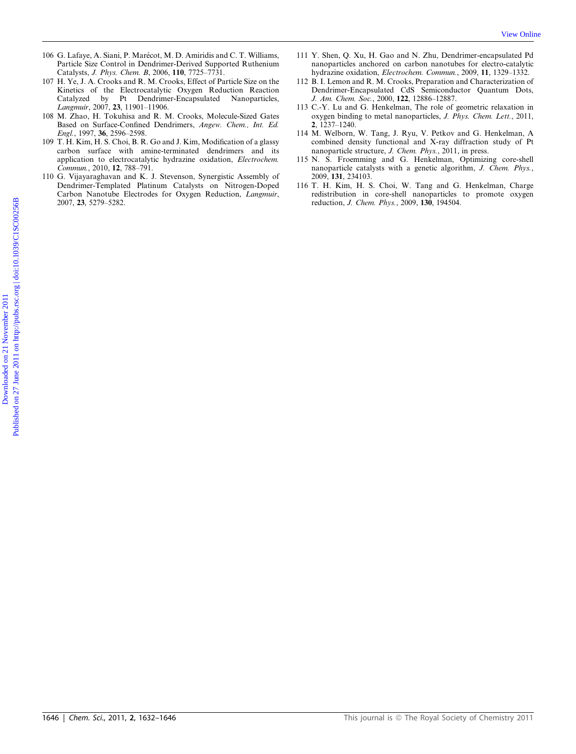106 G. Lafaye, A. Siani, P. Marécot, M. D. Amiridis and C. T. Williams, Particle Size Control in Dendrimer-Derived Supported Ruthenium Catalysts, *J. Phys. Chem. B*, 2006, **110**, 7725–7731.

107 H. Ye, J. A. Crooks and R. M. Crooks, Effect of Particle Size on the Kinetics of the Electrocatalytic Oxygen Reduction Reaction Catalyzed by Pt Dendrimer-Encapsulated Nanoparticles, *Langmuir*, 2007, **23**, 11901–11906.

108 M. Zhao, H. Tokuhisa and R. M. Crooks, Molecule-Sized Gates Based on Surface-Confined Dendrimers, *Angew. Chem., Int. Ed. Engl.*, 1997, **36**, 2596–2598.

109 T. H. Kim, H. S. Choi, B. R. Go and J. Kim, Modification of a glassy carbon surface with amine-terminated dendrimers and its application to electrocatalytic hydrazine oxidation, *Electrochem. Commun.*, 2010, **12**, 788–791.

110 G. Vijayaraghavan and K. J. Stevenson, Synergistic Assembly of Dendrimer-Templated Platinum Catalysts on Nitrogen-Doped Carbon Nanotube Electrodes for Oxygen Reduction, *Langmuir*, 2007, **23**, 5279–5282.

111 Y. Shen, Q. Xu, H. Gao and N. Zhu, Dendrimer-encapsulated Pd nanoparticles anchored on carbon nanotubes for electro-catalytic hydrazine oxidation, *Electrochem. Commun.*, 2009, **11**, 1329–1332.

112 B. I. Lemon and R. M. Crooks, Preparation and Characterization of Dendrimer-Encapsulated CdS Semiconductor Quantum Dots, *J. Am. Chem. Soc.*, 2000, **122**, 12886–12887.

113 C.-Y. Lu and G. Henkelman, The role of geometric relaxation in oxygen binding to metal nanoparticles, *J. Phys. Chem. Lett.*, 2011, **2**, 1237–1240.

114 M. Welborn, W. Tang, J. Ryu, V. Petkov and G. Henkelman, A combined density functional and X-ray diffraction study of Pt nanoparticle structure, *J. Chem. Phys.*, 2011, in press.

115 N. S. Froemming and G. Henkelman, Optimizing core-shell nanoparticle catalysts with a genetic algorithm, *J. Chem. Phys.*, 2009, **131**, 234103.

116 T. H. Kim, H. S. Choi, W. Tang and G. Henkelman, Charge redistribution in core-shell nanoparticles to promote oxygen reduction, *J. Chem. Phys.*, 2009, **130**, 194504.